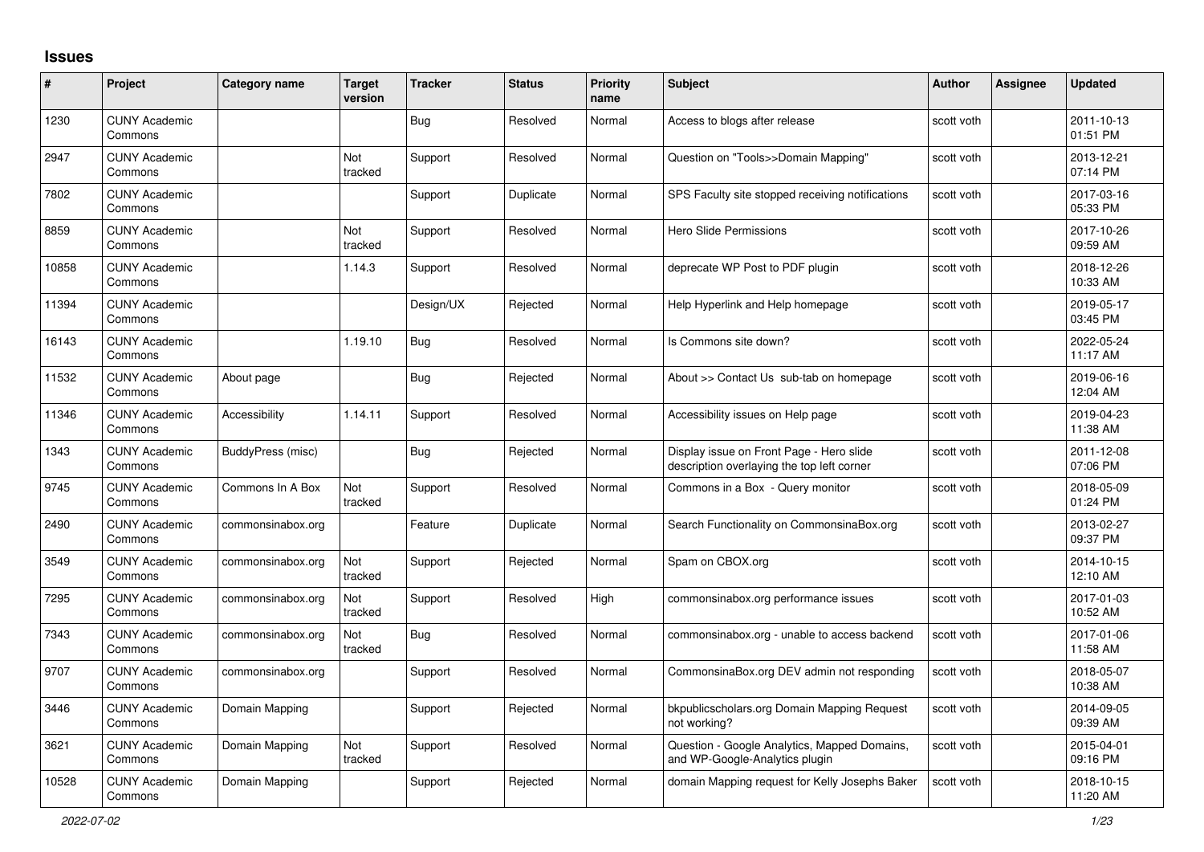# Issues

| # | Project | Category name | Target version | Tracker | Status | Priority name | Subject | Author | Assignee | Updated |
|---|---|---|---|---|---|---|---|---|---|---|
| 1230 | CUNY Academic Commons | | | Bug | Resolved | Normal | Access to blogs after release | scott voth | | 2011-10-13 01:51 PM |
| 2947 | CUNY Academic Commons | | Not tracked | Support | Resolved | Normal | Question on "Tools>>Domain Mapping" | scott voth | | 2013-12-21 07:14 PM |
| 7802 | CUNY Academic Commons | | | Support | Duplicate | Normal | SPS Faculty site stopped receiving notifications | scott voth | | 2017-03-16 05:33 PM |
| 8859 | CUNY Academic Commons | | Not tracked | Support | Resolved | Normal | Hero Slide Permissions | scott voth | | 2017-10-26 09:59 AM |
| 10858 | CUNY Academic Commons | | 1.14.3 | Support | Resolved | Normal | deprecate WP Post to PDF plugin | scott voth | | 2018-12-26 10:33 AM |
| 11394 | CUNY Academic Commons | | | Design/UX | Rejected | Normal | Help Hyperlink and Help homepage | scott voth | | 2019-05-17 03:45 PM |
| 16143 | CUNY Academic Commons | | 1.19.10 | Bug | Resolved | Normal | Is Commons site down? | scott voth | | 2022-05-24 11:17 AM |
| 11532 | CUNY Academic Commons | About page | | Bug | Rejected | Normal | About >> Contact Us sub-tab on homepage | scott voth | | 2019-06-16 12:04 AM |
| 11346 | CUNY Academic Commons | Accessibility | 1.14.11 | Support | Resolved | Normal | Accessibility issues on Help page | scott voth | | 2019-04-23 11:38 AM |
| 1343 | CUNY Academic Commons | BuddyPress (misc) | | Bug | Rejected | Normal | Display issue on Front Page - Hero slide description overlaying the top left corner | scott voth | | 2011-12-08 07:06 PM |
| 9745 | CUNY Academic Commons | Commons In A Box | Not tracked | Support | Resolved | Normal | Commons in a Box - Query monitor | scott voth | | 2018-05-09 01:24 PM |
| 2490 | CUNY Academic Commons | commonsinabox.org | | Feature | Duplicate | Normal | Search Functionality on CommonsinaBox.org | scott voth | | 2013-02-27 09:37 PM |
| 3549 | CUNY Academic Commons | commonsinabox.org | Not tracked | Support | Rejected | Normal | Spam on CBOX.org | scott voth | | 2014-10-15 12:10 AM |
| 7295 | CUNY Academic Commons | commonsinabox.org | Not tracked | Support | Resolved | High | commonsinabox.org performance issues | scott voth | | 2017-01-03 10:52 AM |
| 7343 | CUNY Academic Commons | commonsinabox.org | Not tracked | Bug | Resolved | Normal | commonsinabox.org - unable to access backend | scott voth | | 2017-01-06 11:58 AM |
| 9707 | CUNY Academic Commons | commonsinabox.org | | Support | Resolved | Normal | CommonsinaBox.org DEV admin not responding | scott voth | | 2018-05-07 10:38 AM |
| 3446 | CUNY Academic Commons | Domain Mapping | | Support | Rejected | Normal | bkpublicscholars.org Domain Mapping Request not working? | scott voth | | 2014-09-05 09:39 AM |
| 3621 | CUNY Academic Commons | Domain Mapping | Not tracked | Support | Resolved | Normal | Question - Google Analytics, Mapped Domains, and WP-Google-Analytics plugin | scott voth | | 2015-04-01 09:16 PM |
| 10528 | CUNY Academic Commons | Domain Mapping | | Support | Rejected | Normal | domain Mapping request for Kelly Josephs Baker | scott voth | | 2018-10-15 11:20 AM |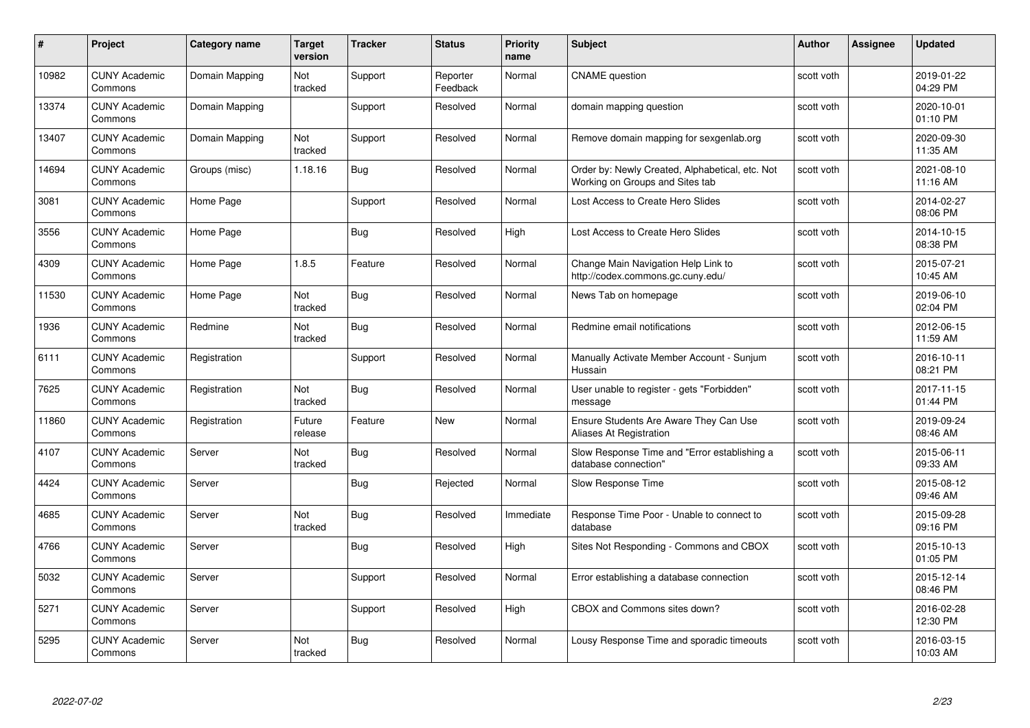| # | Project | Category name | Target version | Tracker | Status | Priority name | Subject | Author | Assignee | Updated |
|---|---|---|---|---|---|---|---|---|---|---|
| 10982 | CUNY Academic Commons | Domain Mapping | Not tracked | Support | Reporter Feedback | Normal | CNAME question | scott voth | | 2019-01-22 04:29 PM |
| 13374 | CUNY Academic Commons | Domain Mapping | | Support | Resolved | Normal | domain mapping question | scott voth | | 2020-10-01 01:10 PM |
| 13407 | CUNY Academic Commons | Domain Mapping | Not tracked | Support | Resolved | Normal | Remove domain mapping for sexgenlab.org | scott voth | | 2020-09-30 11:35 AM |
| 14694 | CUNY Academic Commons | Groups (misc) | 1.18.16 | Bug | Resolved | Normal | Order by: Newly Created, Alphabetical, etc. Not Working on Groups and Sites tab | scott voth | | 2021-08-10 11:16 AM |
| 3081 | CUNY Academic Commons | Home Page | | Support | Resolved | Normal | Lost Access to Create Hero Slides | scott voth | | 2014-02-27 08:06 PM |
| 3556 | CUNY Academic Commons | Home Page | | Bug | Resolved | High | Lost Access to Create Hero Slides | scott voth | | 2014-10-15 08:38 PM |
| 4309 | CUNY Academic Commons | Home Page | 1.8.5 | Feature | Resolved | Normal | Change Main Navigation Help Link to http://codex.commons.gc.cuny.edu/ | scott voth | | 2015-07-21 10:45 AM |
| 11530 | CUNY Academic Commons | Home Page | Not tracked | Bug | Resolved | Normal | News Tab on homepage | scott voth | | 2019-06-10 02:04 PM |
| 1936 | CUNY Academic Commons | Redmine | Not tracked | Bug | Resolved | Normal | Redmine email notifications | scott voth | | 2012-06-15 11:59 AM |
| 6111 | CUNY Academic Commons | Registration | | Support | Resolved | Normal | Manually Activate Member Account - Sunjum Hussain | scott voth | | 2016-10-11 08:21 PM |
| 7625 | CUNY Academic Commons | Registration | Not tracked | Bug | Resolved | Normal | User unable to register - gets "Forbidden" message | scott voth | | 2017-11-15 01:44 PM |
| 11860 | CUNY Academic Commons | Registration | Future release | Feature | New | Normal | Ensure Students Are Aware They Can Use Aliases At Registration | scott voth | | 2019-09-24 08:46 AM |
| 4107 | CUNY Academic Commons | Server | Not tracked | Bug | Resolved | Normal | Slow Response Time and "Error establishing a database connection" | scott voth | | 2015-06-11 09:33 AM |
| 4424 | CUNY Academic Commons | Server | | Bug | Rejected | Normal | Slow Response Time | scott voth | | 2015-08-12 09:46 AM |
| 4685 | CUNY Academic Commons | Server | Not tracked | Bug | Resolved | Immediate | Response Time Poor - Unable to connect to database | scott voth | | 2015-09-28 09:16 PM |
| 4766 | CUNY Academic Commons | Server | | Bug | Resolved | High | Sites Not Responding - Commons and CBOX | scott voth | | 2015-10-13 01:05 PM |
| 5032 | CUNY Academic Commons | Server | | Support | Resolved | Normal | Error establishing a database connection | scott voth | | 2015-12-14 08:46 PM |
| 5271 | CUNY Academic Commons | Server | | Support | Resolved | High | CBOX and Commons sites down? | scott voth | | 2016-02-28 12:30 PM |
| 5295 | CUNY Academic Commons | Server | Not tracked | Bug | Resolved | Normal | Lousy Response Time and sporadic timeouts | scott voth | | 2016-03-15 10:03 AM |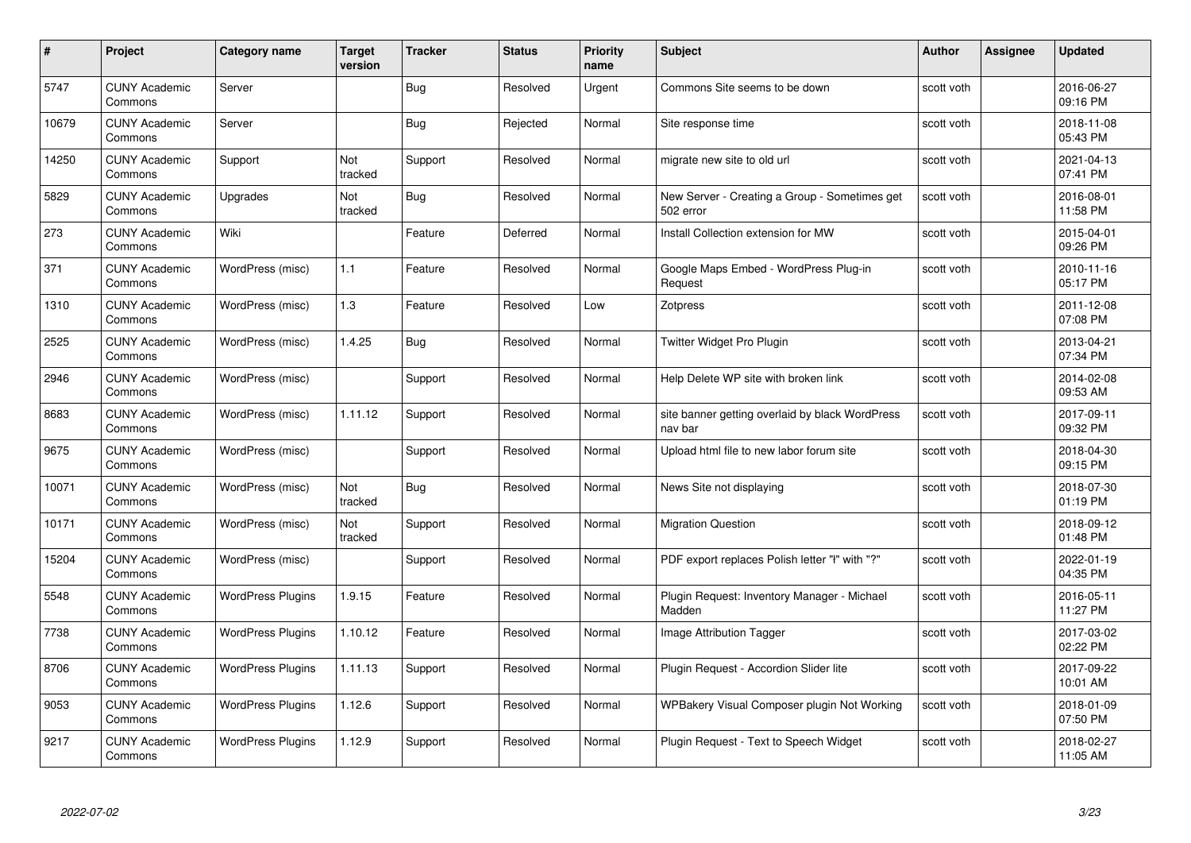| # | Project | Category name | Target version | Tracker | Status | Priority name | Subject | Author | Assignee | Updated |
|---|---|---|---|---|---|---|---|---|---|---|
| 5747 | CUNY Academic Commons | Server | | Bug | Resolved | Urgent | Commons Site seems to be down | scott voth | | 2016-06-27 09:16 PM |
| 10679 | CUNY Academic Commons | Server | | Bug | Rejected | Normal | Site response time | scott voth | | 2018-11-08 05:43 PM |
| 14250 | CUNY Academic Commons | Support | Not tracked | Support | Resolved | Normal | migrate new site to old url | scott voth | | 2021-04-13 07:41 PM |
| 5829 | CUNY Academic Commons | Upgrades | Not tracked | Bug | Resolved | Normal | New Server - Creating a Group - Sometimes get 502 error | scott voth | | 2016-08-01 11:58 PM |
| 273 | CUNY Academic Commons | Wiki | | Feature | Deferred | Normal | Install Collection extension for MW | scott voth | | 2015-04-01 09:26 PM |
| 371 | CUNY Academic Commons | WordPress (misc) | 1.1 | Feature | Resolved | Normal | Google Maps Embed - WordPress Plug-in Request | scott voth | | 2010-11-16 05:17 PM |
| 1310 | CUNY Academic Commons | WordPress (misc) | 1.3 | Feature | Resolved | Low | Zotpress | scott voth | | 2011-12-08 07:08 PM |
| 2525 | CUNY Academic Commons | WordPress (misc) | 1.4.25 | Bug | Resolved | Normal | Twitter Widget Pro Plugin | scott voth | | 2013-04-21 07:34 PM |
| 2946 | CUNY Academic Commons | WordPress (misc) | | Support | Resolved | Normal | Help Delete WP site with broken link | scott voth | | 2014-02-08 09:53 AM |
| 8683 | CUNY Academic Commons | WordPress (misc) | 1.11.12 | Support | Resolved | Normal | site banner getting overlaid by black WordPress nav bar | scott voth | | 2017-09-11 09:32 PM |
| 9675 | CUNY Academic Commons | WordPress (misc) | | Support | Resolved | Normal | Upload html file to new labor forum site | scott voth | | 2018-04-30 09:15 PM |
| 10071 | CUNY Academic Commons | WordPress (misc) | Not tracked | Bug | Resolved | Normal | News Site not displaying | scott voth | | 2018-07-30 01:19 PM |
| 10171 | CUNY Academic Commons | WordPress (misc) | Not tracked | Support | Resolved | Normal | Migration Question | scott voth | | 2018-09-12 01:48 PM |
| 15204 | CUNY Academic Commons | WordPress (misc) | | Support | Resolved | Normal | PDF export replaces Polish letter "ł" with "?" | scott voth | | 2022-01-19 04:35 PM |
| 5548 | CUNY Academic Commons | WordPress Plugins | 1.9.15 | Feature | Resolved | Normal | Plugin Request: Inventory Manager - Michael Madden | scott voth | | 2016-05-11 11:27 PM |
| 7738 | CUNY Academic Commons | WordPress Plugins | 1.10.12 | Feature | Resolved | Normal | Image Attribution Tagger | scott voth | | 2017-03-02 02:22 PM |
| 8706 | CUNY Academic Commons | WordPress Plugins | 1.11.13 | Support | Resolved | Normal | Plugin Request - Accordion Slider lite | scott voth | | 2017-09-22 10:01 AM |
| 9053 | CUNY Academic Commons | WordPress Plugins | 1.12.6 | Support | Resolved | Normal | WPBakery Visual Composer plugin Not Working | scott voth | | 2018-01-09 07:50 PM |
| 9217 | CUNY Academic Commons | WordPress Plugins | 1.12.9 | Support | Resolved | Normal | Plugin Request - Text to Speech Widget | scott voth | | 2018-02-27 11:05 AM |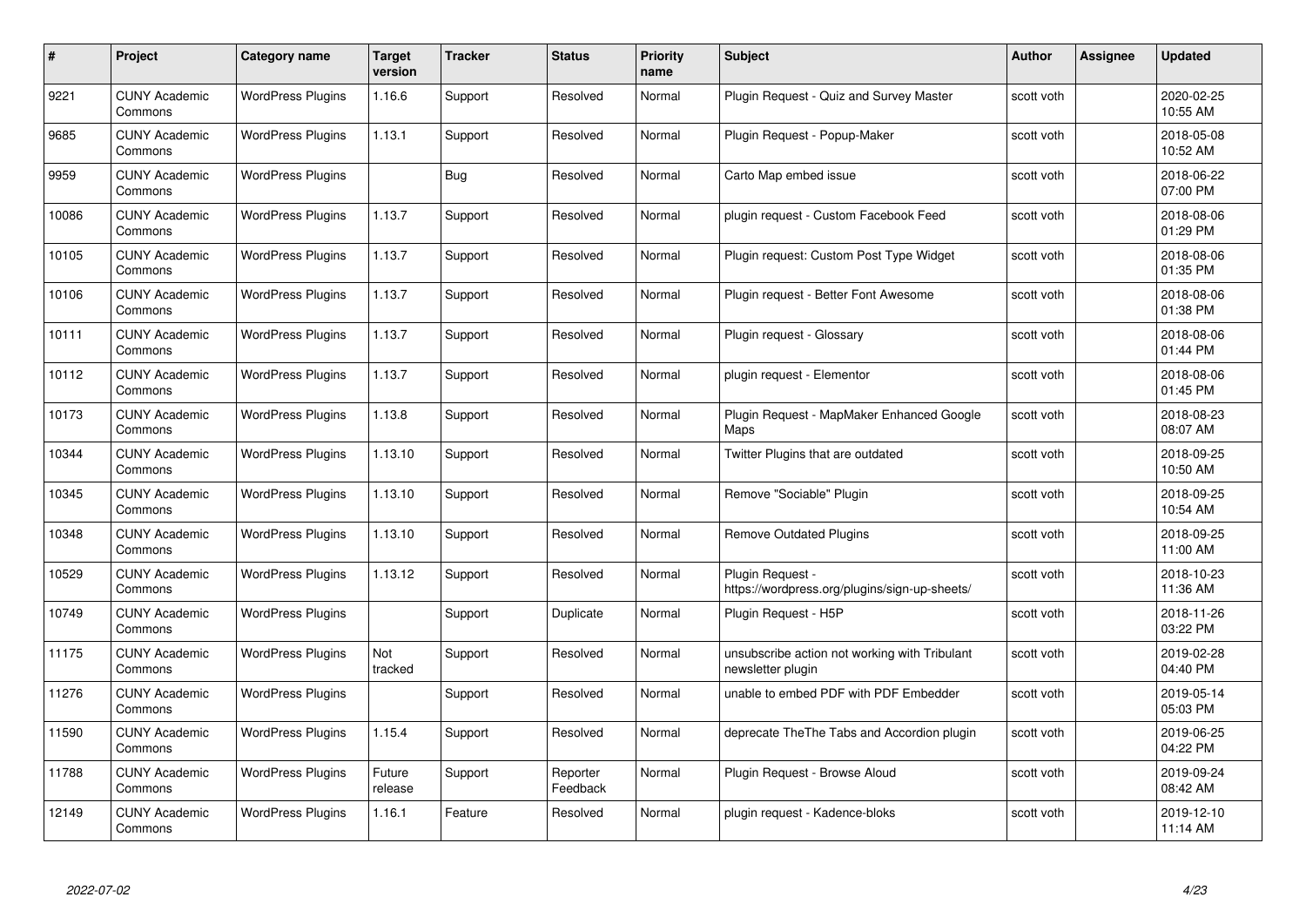| # | Project | Category name | Target version | Tracker | Status | Priority name | Subject | Author | Assignee | Updated |
|---|---|---|---|---|---|---|---|---|---|---|
| 9221 | CUNY Academic Commons | WordPress Plugins | 1.16.6 | Support | Resolved | Normal | Plugin Request - Quiz and Survey Master | scott voth | | 2020-02-25 10:55 AM |
| 9685 | CUNY Academic Commons | WordPress Plugins | 1.13.1 | Support | Resolved | Normal | Plugin Request - Popup-Maker | scott voth | | 2018-05-08 10:52 AM |
| 9959 | CUNY Academic Commons | WordPress Plugins | | Bug | Resolved | Normal | Carto Map embed issue | scott voth | | 2018-06-22 07:00 PM |
| 10086 | CUNY Academic Commons | WordPress Plugins | 1.13.7 | Support | Resolved | Normal | plugin request - Custom Facebook Feed | scott voth | | 2018-08-06 01:29 PM |
| 10105 | CUNY Academic Commons | WordPress Plugins | 1.13.7 | Support | Resolved | Normal | Plugin request: Custom Post Type Widget | scott voth | | 2018-08-06 01:35 PM |
| 10106 | CUNY Academic Commons | WordPress Plugins | 1.13.7 | Support | Resolved | Normal | Plugin request - Better Font Awesome | scott voth | | 2018-08-06 01:38 PM |
| 10111 | CUNY Academic Commons | WordPress Plugins | 1.13.7 | Support | Resolved | Normal | Plugin request - Glossary | scott voth | | 2018-08-06 01:44 PM |
| 10112 | CUNY Academic Commons | WordPress Plugins | 1.13.7 | Support | Resolved | Normal | plugin request - Elementor | scott voth | | 2018-08-06 01:45 PM |
| 10173 | CUNY Academic Commons | WordPress Plugins | 1.13.8 | Support | Resolved | Normal | Plugin Request - MapMaker Enhanced Google Maps | scott voth | | 2018-08-23 08:07 AM |
| 10344 | CUNY Academic Commons | WordPress Plugins | 1.13.10 | Support | Resolved | Normal | Twitter Plugins that are outdated | scott voth | | 2018-09-25 10:50 AM |
| 10345 | CUNY Academic Commons | WordPress Plugins | 1.13.10 | Support | Resolved | Normal | Remove "Sociable" Plugin | scott voth | | 2018-09-25 10:54 AM |
| 10348 | CUNY Academic Commons | WordPress Plugins | 1.13.10 | Support | Resolved | Normal | Remove Outdated Plugins | scott voth | | 2018-09-25 11:00 AM |
| 10529 | CUNY Academic Commons | WordPress Plugins | 1.13.12 | Support | Resolved | Normal | Plugin Request - https://wordpress.org/plugins/sign-up-sheets/ | scott voth | | 2018-10-23 11:36 AM |
| 10749 | CUNY Academic Commons | WordPress Plugins | | Support | Duplicate | Normal | Plugin Request - H5P | scott voth | | 2018-11-26 03:22 PM |
| 11175 | CUNY Academic Commons | WordPress Plugins | Not tracked | Support | Resolved | Normal | unsubscribe action not working with Tribulant newsletter plugin | scott voth | | 2019-02-28 04:40 PM |
| 11276 | CUNY Academic Commons | WordPress Plugins | | Support | Resolved | Normal | unable to embed PDF with PDF Embedder | scott voth | | 2019-05-14 05:03 PM |
| 11590 | CUNY Academic Commons | WordPress Plugins | 1.15.4 | Support | Resolved | Normal | deprecate TheThe Tabs and Accordion plugin | scott voth | | 2019-06-25 04:22 PM |
| 11788 | CUNY Academic Commons | WordPress Plugins | Future release | Support | Reporter Feedback | Normal | Plugin Request - Browse Aloud | scott voth | | 2019-09-24 08:42 AM |
| 12149 | CUNY Academic Commons | WordPress Plugins | 1.16.1 | Feature | Resolved | Normal | plugin request - Kadence-bloks | scott voth | | 2019-12-10 11:14 AM |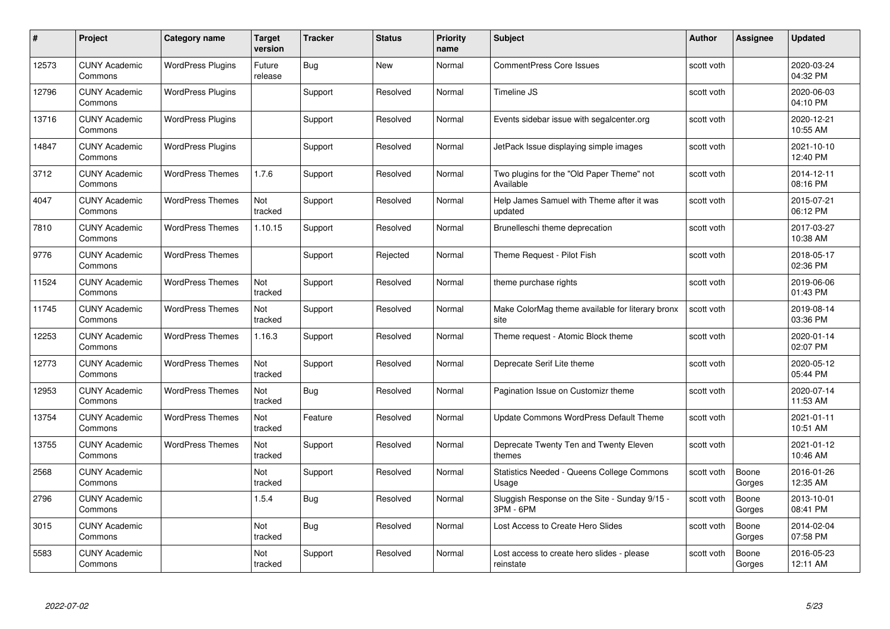| # | Project | Category name | Target version | Tracker | Status | Priority name | Subject | Author | Assignee | Updated |
|---|---|---|---|---|---|---|---|---|---|---|
| 12573 | CUNY Academic Commons | WordPress Plugins | Future release | Bug | New | Normal | CommentPress Core Issues | scott voth | | 2020-03-24 04:32 PM |
| 12796 | CUNY Academic Commons | WordPress Plugins | | Support | Resolved | Normal | Timeline JS | scott voth | | 2020-06-03 04:10 PM |
| 13716 | CUNY Academic Commons | WordPress Plugins | | Support | Resolved | Normal | Events sidebar issue with segalcenter.org | scott voth | | 2020-12-21 10:55 AM |
| 14847 | CUNY Academic Commons | WordPress Plugins | | Support | Resolved | Normal | JetPack Issue displaying simple images | scott voth | | 2021-10-10 12:40 PM |
| 3712 | CUNY Academic Commons | WordPress Themes | 1.7.6 | Support | Resolved | Normal | Two plugins for the "Old Paper Theme" not Available | scott voth | | 2014-12-11 08:16 PM |
| 4047 | CUNY Academic Commons | WordPress Themes | Not tracked | Support | Resolved | Normal | Help James Samuel with Theme after it was updated | scott voth | | 2015-07-21 06:12 PM |
| 7810 | CUNY Academic Commons | WordPress Themes | 1.10.15 | Support | Resolved | Normal | Brunelleschi theme deprecation | scott voth | | 2017-03-27 10:38 AM |
| 9776 | CUNY Academic Commons | WordPress Themes | | Support | Rejected | Normal | Theme Request - Pilot Fish | scott voth | | 2018-05-17 02:36 PM |
| 11524 | CUNY Academic Commons | WordPress Themes | Not tracked | Support | Resolved | Normal | theme purchase rights | scott voth | | 2019-06-06 01:43 PM |
| 11745 | CUNY Academic Commons | WordPress Themes | Not tracked | Support | Resolved | Normal | Make ColorMag theme available for literary bronx site | scott voth | | 2019-08-14 03:36 PM |
| 12253 | CUNY Academic Commons | WordPress Themes | 1.16.3 | Support | Resolved | Normal | Theme request - Atomic Block theme | scott voth | | 2020-01-14 02:07 PM |
| 12773 | CUNY Academic Commons | WordPress Themes | Not tracked | Support | Resolved | Normal | Deprecate Serif Lite theme | scott voth | | 2020-05-12 05:44 PM |
| 12953 | CUNY Academic Commons | WordPress Themes | Not tracked | Bug | Resolved | Normal | Pagination Issue on Customizr theme | scott voth | | 2020-07-14 11:53 AM |
| 13754 | CUNY Academic Commons | WordPress Themes | Not tracked | Feature | Resolved | Normal | Update Commons WordPress Default Theme | scott voth | | 2021-01-11 10:51 AM |
| 13755 | CUNY Academic Commons | WordPress Themes | Not tracked | Support | Resolved | Normal | Deprecate Twenty Ten and Twenty Eleven themes | scott voth | | 2021-01-12 10:46 AM |
| 2568 | CUNY Academic Commons | | Not tracked | Support | Resolved | Normal | Statistics Needed - Queens College Commons Usage | scott voth | Boone Gorges | 2016-01-26 12:35 AM |
| 2796 | CUNY Academic Commons | | 1.5.4 | Bug | Resolved | Normal | Sluggish Response on the Site - Sunday 9/15 - 3PM - 6PM | scott voth | Boone Gorges | 2013-10-01 08:41 PM |
| 3015 | CUNY Academic Commons | | Not tracked | Bug | Resolved | Normal | Lost Access to Create Hero Slides | scott voth | Boone Gorges | 2014-02-04 07:58 PM |
| 5583 | CUNY Academic Commons | | Not tracked | Support | Resolved | Normal | Lost access to create hero slides - please reinstate | scott voth | Boone Gorges | 2016-05-23 12:11 AM |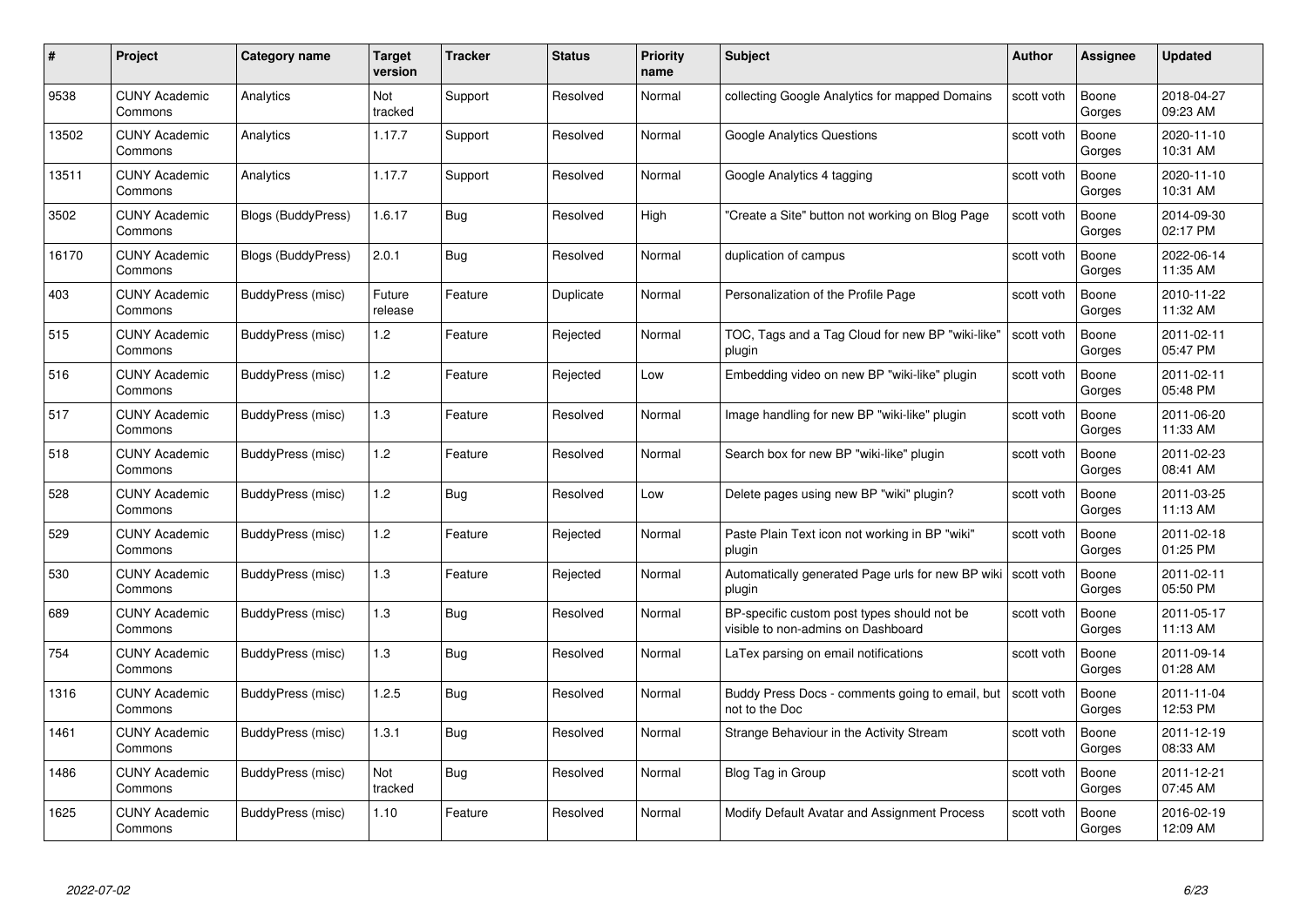| # | Project | Category name | Target version | Tracker | Status | Priority name | Subject | Author | Assignee | Updated |
|---|---|---|---|---|---|---|---|---|---|---|
| 9538 | CUNY Academic Commons | Analytics | Not tracked | Support | Resolved | Normal | collecting Google Analytics for mapped Domains | scott voth | Boone Gorges | 2018-04-27 09:23 AM |
| 13502 | CUNY Academic Commons | Analytics | 1.17.7 | Support | Resolved | Normal | Google Analytics Questions | scott voth | Boone Gorges | 2020-11-10 10:31 AM |
| 13511 | CUNY Academic Commons | Analytics | 1.17.7 | Support | Resolved | Normal | Google Analytics 4 tagging | scott voth | Boone Gorges | 2020-11-10 10:31 AM |
| 3502 | CUNY Academic Commons | Blogs (BuddyPress) | 1.6.17 | Bug | Resolved | High | "Create a Site" button not working on Blog Page | scott voth | Boone Gorges | 2014-09-30 02:17 PM |
| 16170 | CUNY Academic Commons | Blogs (BuddyPress) | 2.0.1 | Bug | Resolved | Normal | duplication of campus | scott voth | Boone Gorges | 2022-06-14 11:35 AM |
| 403 | CUNY Academic Commons | BuddyPress (misc) | Future release | Feature | Duplicate | Normal | Personalization of the Profile Page | scott voth | Boone Gorges | 2010-11-22 11:32 AM |
| 515 | CUNY Academic Commons | BuddyPress (misc) | 1.2 | Feature | Rejected | Normal | TOC, Tags and a Tag Cloud for new BP "wiki-like" plugin | scott voth | Boone Gorges | 2011-02-11 05:47 PM |
| 516 | CUNY Academic Commons | BuddyPress (misc) | 1.2 | Feature | Rejected | Low | Embedding video on new BP "wiki-like" plugin | scott voth | Boone Gorges | 2011-02-11 05:48 PM |
| 517 | CUNY Academic Commons | BuddyPress (misc) | 1.3 | Feature | Resolved | Normal | Image handling for new BP "wiki-like" plugin | scott voth | Boone Gorges | 2011-06-20 11:33 AM |
| 518 | CUNY Academic Commons | BuddyPress (misc) | 1.2 | Feature | Resolved | Normal | Search box for new BP "wiki-like" plugin | scott voth | Boone Gorges | 2011-02-23 08:41 AM |
| 528 | CUNY Academic Commons | BuddyPress (misc) | 1.2 | Bug | Resolved | Low | Delete pages using new BP "wiki" plugin? | scott voth | Boone Gorges | 2011-03-25 11:13 AM |
| 529 | CUNY Academic Commons | BuddyPress (misc) | 1.2 | Feature | Rejected | Normal | Paste Plain Text icon not working in BP "wiki" plugin | scott voth | Boone Gorges | 2011-02-18 01:25 PM |
| 530 | CUNY Academic Commons | BuddyPress (misc) | 1.3 | Feature | Rejected | Normal | Automatically generated Page urls for new BP wiki plugin | scott voth | Boone Gorges | 2011-02-11 05:50 PM |
| 689 | CUNY Academic Commons | BuddyPress (misc) | 1.3 | Bug | Resolved | Normal | BP-specific custom post types should not be visible to non-admins on Dashboard | scott voth | Boone Gorges | 2011-05-17 11:13 AM |
| 754 | CUNY Academic Commons | BuddyPress (misc) | 1.3 | Bug | Resolved | Normal | LaTex parsing on email notifications | scott voth | Boone Gorges | 2011-09-14 01:28 AM |
| 1316 | CUNY Academic Commons | BuddyPress (misc) | 1.2.5 | Bug | Resolved | Normal | Buddy Press Docs - comments going to email, but not to the Doc | scott voth | Boone Gorges | 2011-11-04 12:53 PM |
| 1461 | CUNY Academic Commons | BuddyPress (misc) | 1.3.1 | Bug | Resolved | Normal | Strange Behaviour in the Activity Stream | scott voth | Boone Gorges | 2011-12-19 08:33 AM |
| 1486 | CUNY Academic Commons | BuddyPress (misc) | Not tracked | Bug | Resolved | Normal | Blog Tag in Group | scott voth | Boone Gorges | 2011-12-21 07:45 AM |
| 1625 | CUNY Academic Commons | BuddyPress (misc) | 1.10 | Feature | Resolved | Normal | Modify Default Avatar and Assignment Process | scott voth | Boone Gorges | 2016-02-19 12:09 AM |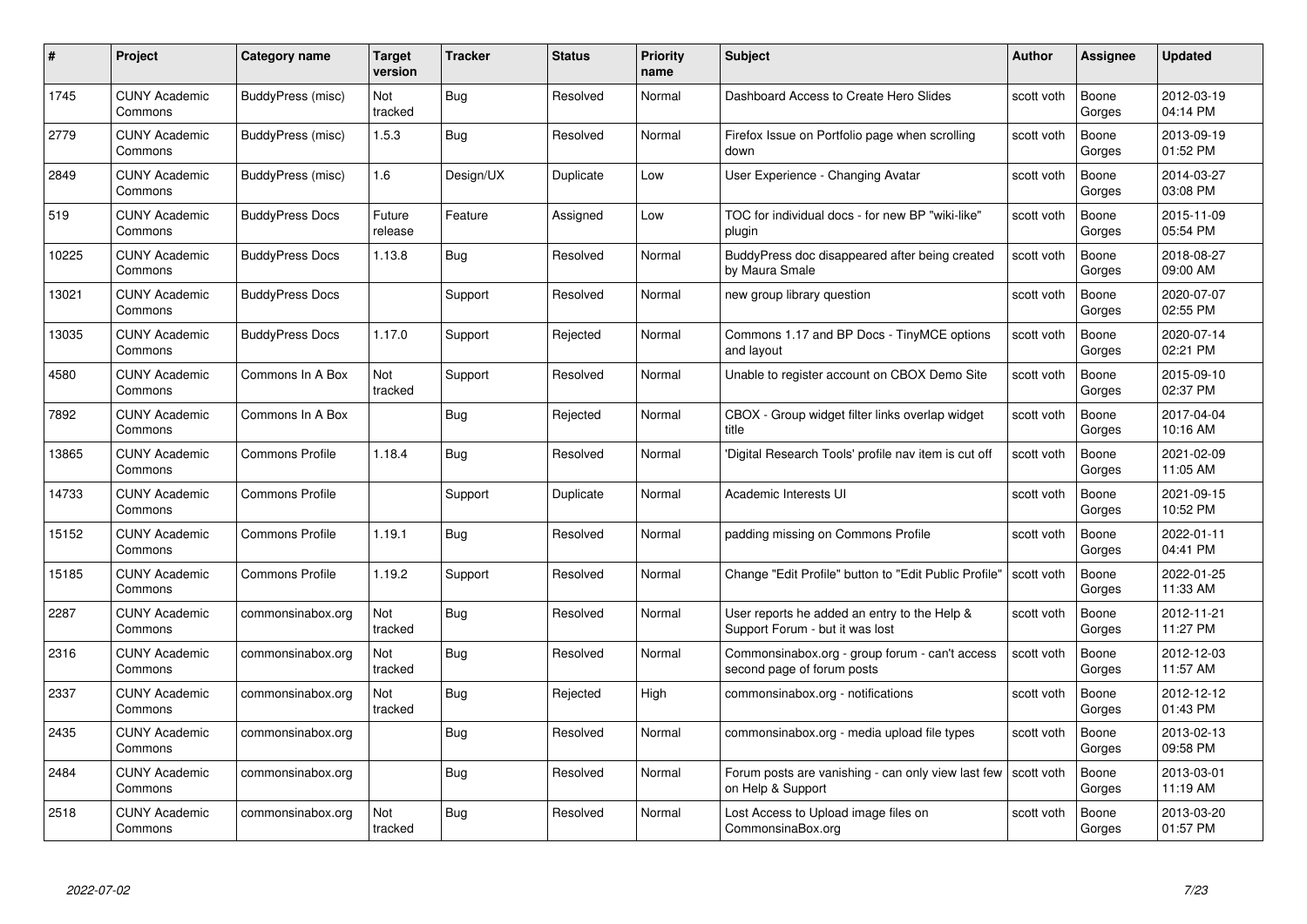| # | Project | Category name | Target version | Tracker | Status | Priority name | Subject | Author | Assignee | Updated |
|---|---|---|---|---|---|---|---|---|---|---|
| 1745 | CUNY Academic Commons | BuddyPress (misc) | Not tracked | Bug | Resolved | Normal | Dashboard Access to Create Hero Slides | scott voth | Boone Gorges | 2012-03-19 04:14 PM |
| 2779 | CUNY Academic Commons | BuddyPress (misc) | 1.5.3 | Bug | Resolved | Normal | Firefox Issue on Portfolio page when scrolling down | scott voth | Boone Gorges | 2013-09-19 01:52 PM |
| 2849 | CUNY Academic Commons | BuddyPress (misc) | 1.6 | Design/UX | Duplicate | Low | User Experience - Changing Avatar | scott voth | Boone Gorges | 2014-03-27 03:08 PM |
| 519 | CUNY Academic Commons | BuddyPress Docs | Future release | Feature | Assigned | Low | TOC for individual docs - for new BP "wiki-like" plugin | scott voth | Boone Gorges | 2015-11-09 05:54 PM |
| 10225 | CUNY Academic Commons | BuddyPress Docs | 1.13.8 | Bug | Resolved | Normal | BuddyPress doc disappeared after being created by Maura Smale | scott voth | Boone Gorges | 2018-08-27 09:00 AM |
| 13021 | CUNY Academic Commons | BuddyPress Docs | | Support | Resolved | Normal | new group library question | scott voth | Boone Gorges | 2020-07-07 02:55 PM |
| 13035 | CUNY Academic Commons | BuddyPress Docs | 1.17.0 | Support | Rejected | Normal | Commons 1.17 and BP Docs - TinyMCE options and layout | scott voth | Boone Gorges | 2020-07-14 02:21 PM |
| 4580 | CUNY Academic Commons | Commons In A Box | Not tracked | Support | Resolved | Normal | Unable to register account on CBOX Demo Site | scott voth | Boone Gorges | 2015-09-10 02:37 PM |
| 7892 | CUNY Academic Commons | Commons In A Box | | Bug | Rejected | Normal | CBOX - Group widget filter links overlap widget title | scott voth | Boone Gorges | 2017-04-04 10:16 AM |
| 13865 | CUNY Academic Commons | Commons Profile | 1.18.4 | Bug | Resolved | Normal | 'Digital Research Tools' profile nav item is cut off | scott voth | Boone Gorges | 2021-02-09 11:05 AM |
| 14733 | CUNY Academic Commons | Commons Profile | | Support | Duplicate | Normal | Academic Interests UI | scott voth | Boone Gorges | 2021-09-15 10:52 PM |
| 15152 | CUNY Academic Commons | Commons Profile | 1.19.1 | Bug | Resolved | Normal | padding missing on Commons Profile | scott voth | Boone Gorges | 2022-01-11 04:41 PM |
| 15185 | CUNY Academic Commons | Commons Profile | 1.19.2 | Support | Resolved | Normal | Change "Edit Profile" button to "Edit Public Profile" | scott voth | Boone Gorges | 2022-01-25 11:33 AM |
| 2287 | CUNY Academic Commons | commonsinabox.org | Not tracked | Bug | Resolved | Normal | User reports he added an entry to the Help & Support Forum - but it was lost | scott voth | Boone Gorges | 2012-11-21 11:27 PM |
| 2316 | CUNY Academic Commons | commonsinabox.org | Not tracked | Bug | Resolved | Normal | Commonsinabox.org - group forum - can't access second page of forum posts | scott voth | Boone Gorges | 2012-12-03 11:57 AM |
| 2337 | CUNY Academic Commons | commonsinabox.org | Not tracked | Bug | Rejected | High | commonsinabox.org - notifications | scott voth | Boone Gorges | 2012-12-12 01:43 PM |
| 2435 | CUNY Academic Commons | commonsinabox.org | | Bug | Resolved | Normal | commonsinabox.org - media upload file types | scott voth | Boone Gorges | 2013-02-13 09:58 PM |
| 2484 | CUNY Academic Commons | commonsinabox.org | | Bug | Resolved | Normal | Forum posts are vanishing - can only view last few on Help & Support | scott voth | Boone Gorges | 2013-03-01 11:19 AM |
| 2518 | CUNY Academic Commons | commonsinabox.org | Not tracked | Bug | Resolved | Normal | Lost Access to Upload image files on CommonsinaBox.org | scott voth | Boone Gorges | 2013-03-20 01:57 PM |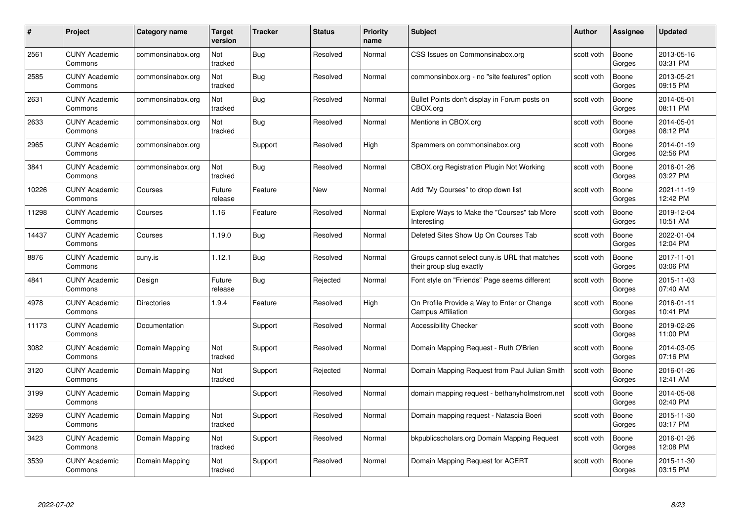| # | Project | Category name | Target version | Tracker | Status | Priority name | Subject | Author | Assignee | Updated |
|---|---|---|---|---|---|---|---|---|---|---|
| 2561 | CUNY Academic Commons | commonsinabox.org | Not tracked | Bug | Resolved | Normal | CSS Issues on Commonsinabox.org | scott voth | Boone Gorges | 2013-05-16 03:31 PM |
| 2585 | CUNY Academic Commons | commonsinabox.org | Not tracked | Bug | Resolved | Normal | commonsinbox.org - no "site features" option | scott voth | Boone Gorges | 2013-05-21 09:15 PM |
| 2631 | CUNY Academic Commons | commonsinabox.org | Not tracked | Bug | Resolved | Normal | Bullet Points don't display in Forum posts on CBOX.org | scott voth | Boone Gorges | 2014-05-01 08:11 PM |
| 2633 | CUNY Academic Commons | commonsinabox.org | Not tracked | Bug | Resolved | Normal | Mentions in CBOX.org | scott voth | Boone Gorges | 2014-05-01 08:12 PM |
| 2965 | CUNY Academic Commons | commonsinabox.org | | Support | Resolved | High | Spammers on commonsinabox.org | scott voth | Boone Gorges | 2014-01-19 02:56 PM |
| 3841 | CUNY Academic Commons | commonsinabox.org | Not tracked | Bug | Resolved | Normal | CBOX.org Registration Plugin Not Working | scott voth | Boone Gorges | 2016-01-26 03:27 PM |
| 10226 | CUNY Academic Commons | Courses | Future release | Feature | New | Normal | Add "My Courses" to drop down list | scott voth | Boone Gorges | 2021-11-19 12:42 PM |
| 11298 | CUNY Academic Commons | Courses | 1.16 | Feature | Resolved | Normal | Explore Ways to Make the "Courses" tab More Interesting | scott voth | Boone Gorges | 2019-12-04 10:51 AM |
| 14437 | CUNY Academic Commons | Courses | 1.19.0 | Bug | Resolved | Normal | Deleted Sites Show Up On Courses Tab | scott voth | Boone Gorges | 2022-01-04 12:04 PM |
| 8876 | CUNY Academic Commons | cuny.is | 1.12.1 | Bug | Resolved | Normal | Groups cannot select cuny.is URL that matches their group slug exactly | scott voth | Boone Gorges | 2017-11-01 03:06 PM |
| 4841 | CUNY Academic Commons | Design | Future release | Bug | Rejected | Normal | Font style on "Friends" Page seems different | scott voth | Boone Gorges | 2015-11-03 07:40 AM |
| 4978 | CUNY Academic Commons | Directories | 1.9.4 | Feature | Resolved | High | On Profile Provide a Way to Enter or Change Campus Affiliation | scott voth | Boone Gorges | 2016-01-11 10:41 PM |
| 11173 | CUNY Academic Commons | Documentation | | Support | Resolved | Normal | Accessibility Checker | scott voth | Boone Gorges | 2019-02-26 11:00 PM |
| 3082 | CUNY Academic Commons | Domain Mapping | Not tracked | Support | Resolved | Normal | Domain Mapping Request - Ruth O'Brien | scott voth | Boone Gorges | 2014-03-05 07:16 PM |
| 3120 | CUNY Academic Commons | Domain Mapping | Not tracked | Support | Rejected | Normal | Domain Mapping Request from Paul Julian Smith | scott voth | Boone Gorges | 2016-01-26 12:41 AM |
| 3199 | CUNY Academic Commons | Domain Mapping | | Support | Resolved | Normal | domain mapping request - bethanyholmstrom.net | scott voth | Boone Gorges | 2014-05-08 02:40 PM |
| 3269 | CUNY Academic Commons | Domain Mapping | Not tracked | Support | Resolved | Normal | Domain mapping request - Natascia Boeri | scott voth | Boone Gorges | 2015-11-30 03:17 PM |
| 3423 | CUNY Academic Commons | Domain Mapping | Not tracked | Support | Resolved | Normal | bkpublicscholars.org Domain Mapping Request | scott voth | Boone Gorges | 2016-01-26 12:08 PM |
| 3539 | CUNY Academic Commons | Domain Mapping | Not tracked | Support | Resolved | Normal | Domain Mapping Request for ACERT | scott voth | Boone Gorges | 2015-11-30 03:15 PM |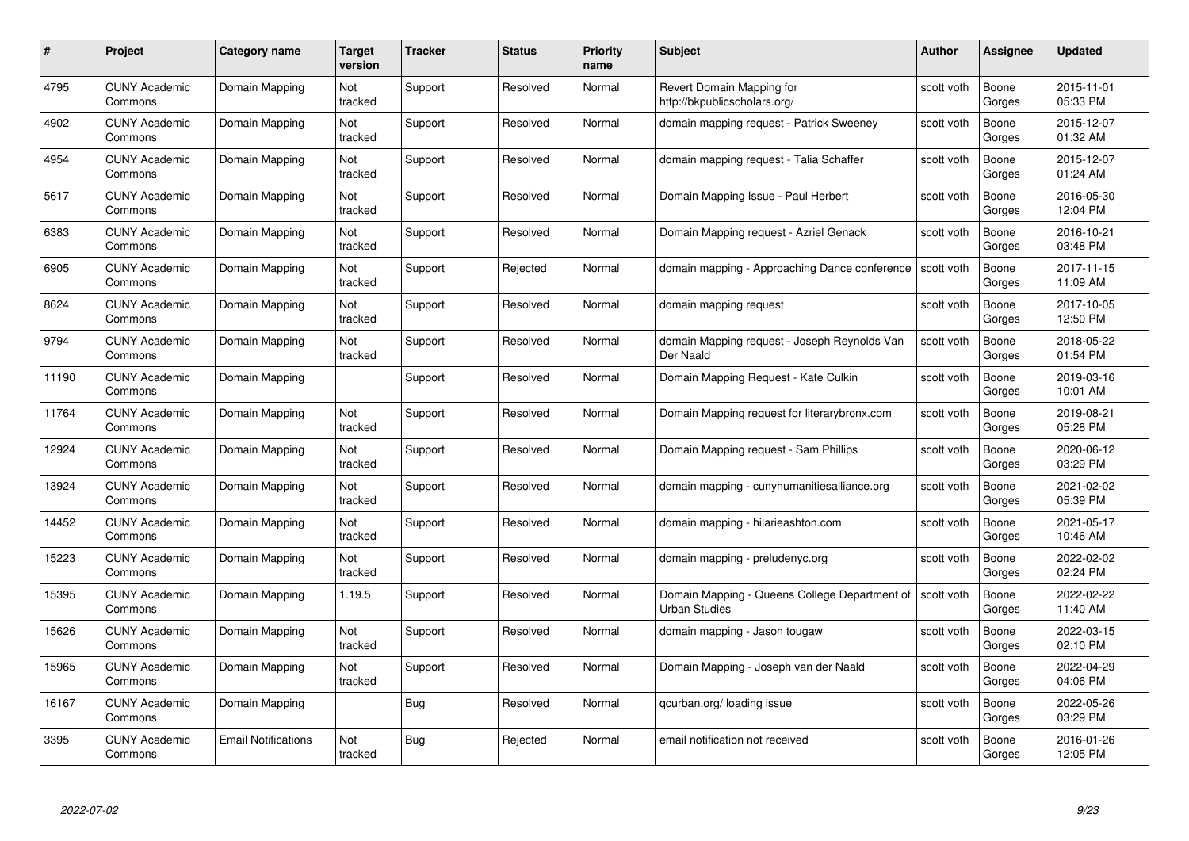| # | Project | Category name | Target version | Tracker | Status | Priority name | Subject | Author | Assignee | Updated |
|---|---|---|---|---|---|---|---|---|---|---|
| 4795 | CUNY Academic Commons | Domain Mapping | Not tracked | Support | Resolved | Normal | Revert Domain Mapping for http://bkpublicscholars.org/ | scott voth | Boone Gorges | 2015-11-01 05:33 PM |
| 4902 | CUNY Academic Commons | Domain Mapping | Not tracked | Support | Resolved | Normal | domain mapping request - Patrick Sweeney | scott voth | Boone Gorges | 2015-12-07 01:32 AM |
| 4954 | CUNY Academic Commons | Domain Mapping | Not tracked | Support | Resolved | Normal | domain mapping request - Talia Schaffer | scott voth | Boone Gorges | 2015-12-07 01:24 AM |
| 5617 | CUNY Academic Commons | Domain Mapping | Not tracked | Support | Resolved | Normal | Domain Mapping Issue - Paul Herbert | scott voth | Boone Gorges | 2016-05-30 12:04 PM |
| 6383 | CUNY Academic Commons | Domain Mapping | Not tracked | Support | Resolved | Normal | Domain Mapping request - Azriel Genack | scott voth | Boone Gorges | 2016-10-21 03:48 PM |
| 6905 | CUNY Academic Commons | Domain Mapping | Not tracked | Support | Rejected | Normal | domain mapping - Approaching Dance conference | scott voth | Boone Gorges | 2017-11-15 11:09 AM |
| 8624 | CUNY Academic Commons | Domain Mapping | Not tracked | Support | Resolved | Normal | domain mapping request | scott voth | Boone Gorges | 2017-10-05 12:50 PM |
| 9794 | CUNY Academic Commons | Domain Mapping | Not tracked | Support | Resolved | Normal | domain Mapping request - Joseph Reynolds Van Der Naald | scott voth | Boone Gorges | 2018-05-22 01:54 PM |
| 11190 | CUNY Academic Commons | Domain Mapping | | Support | Resolved | Normal | Domain Mapping Request - Kate Culkin | scott voth | Boone Gorges | 2019-03-16 10:01 AM |
| 11764 | CUNY Academic Commons | Domain Mapping | Not tracked | Support | Resolved | Normal | Domain Mapping request for literarybronx.com | scott voth | Boone Gorges | 2019-08-21 05:28 PM |
| 12924 | CUNY Academic Commons | Domain Mapping | Not tracked | Support | Resolved | Normal | Domain Mapping request - Sam Phillips | scott voth | Boone Gorges | 2020-06-12 03:29 PM |
| 13924 | CUNY Academic Commons | Domain Mapping | Not tracked | Support | Resolved | Normal | domain mapping - cunyhumanitiesalliance.org | scott voth | Boone Gorges | 2021-02-02 05:39 PM |
| 14452 | CUNY Academic Commons | Domain Mapping | Not tracked | Support | Resolved | Normal | domain mapping - hilarieashton.com | scott voth | Boone Gorges | 2021-05-17 10:46 AM |
| 15223 | CUNY Academic Commons | Domain Mapping | Not tracked | Support | Resolved | Normal | domain mapping - preludenyc.org | scott voth | Boone Gorges | 2022-02-02 02:24 PM |
| 15395 | CUNY Academic Commons | Domain Mapping | 1.19.5 | Support | Resolved | Normal | Domain Mapping - Queens College Department of Urban Studies | scott voth | Boone Gorges | 2022-02-22 11:40 AM |
| 15626 | CUNY Academic Commons | Domain Mapping | Not tracked | Support | Resolved | Normal | domain mapping - Jason tougaw | scott voth | Boone Gorges | 2022-03-15 02:10 PM |
| 15965 | CUNY Academic Commons | Domain Mapping | Not tracked | Support | Resolved | Normal | Domain Mapping - Joseph van der Naald | scott voth | Boone Gorges | 2022-04-29 04:06 PM |
| 16167 | CUNY Academic Commons | Domain Mapping | | Bug | Resolved | Normal | qcurban.org/ loading issue | scott voth | Boone Gorges | 2022-05-26 03:29 PM |
| 3395 | CUNY Academic Commons | Email Notifications | Not tracked | Bug | Rejected | Normal | email notification not received | scott voth | Boone Gorges | 2016-01-26 12:05 PM |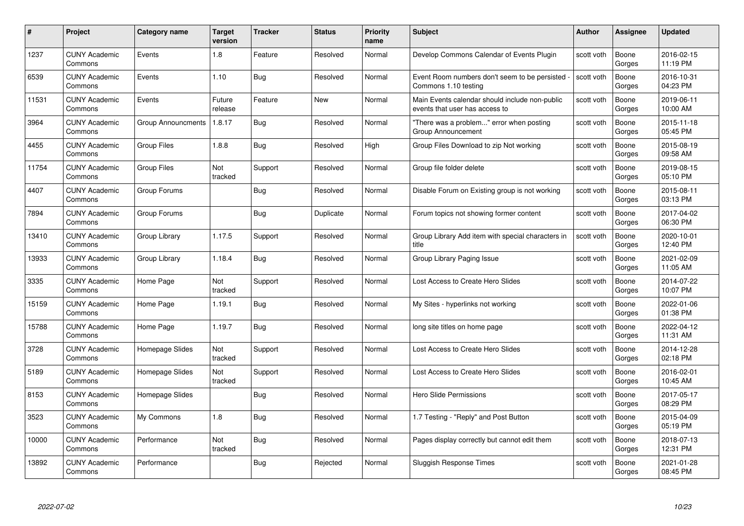| # | Project | Category name | Target version | Tracker | Status | Priority name | Subject | Author | Assignee | Updated |
|---|---|---|---|---|---|---|---|---|---|---|
| 1237 | CUNY Academic Commons | Events | 1.8 | Feature | Resolved | Normal | Develop Commons Calendar of Events Plugin | scott voth | Boone Gorges | 2016-02-15 11:19 PM |
| 6539 | CUNY Academic Commons | Events | 1.10 | Bug | Resolved | Normal | Event Room numbers don't seem to be persisted - Commons 1.10 testing | scott voth | Boone Gorges | 2016-10-31 04:23 PM |
| 11531 | CUNY Academic Commons | Events | Future release | Feature | New | Normal | Main Events calendar should include non-public events that user has access to | scott voth | Boone Gorges | 2019-06-11 10:00 AM |
| 3964 | CUNY Academic Commons | Group Announcments | 1.8.17 | Bug | Resolved | Normal | "There was a problem..." error when posting Group Announcement | scott voth | Boone Gorges | 2015-11-18 05:45 PM |
| 4455 | CUNY Academic Commons | Group Files | 1.8.8 | Bug | Resolved | High | Group Files Download to zip Not working | scott voth | Boone Gorges | 2015-08-19 09:58 AM |
| 11754 | CUNY Academic Commons | Group Files | Not tracked | Support | Resolved | Normal | Group file folder delete | scott voth | Boone Gorges | 2019-08-15 05:10 PM |
| 4407 | CUNY Academic Commons | Group Forums | | Bug | Resolved | Normal | Disable Forum on Existing group is not working | scott voth | Boone Gorges | 2015-08-11 03:13 PM |
| 7894 | CUNY Academic Commons | Group Forums | | Bug | Duplicate | Normal | Forum topics not showing former content | scott voth | Boone Gorges | 2017-04-02 06:30 PM |
| 13410 | CUNY Academic Commons | Group Library | 1.17.5 | Support | Resolved | Normal | Group Library Add item with special characters in title | scott voth | Boone Gorges | 2020-10-01 12:40 PM |
| 13933 | CUNY Academic Commons | Group Library | 1.18.4 | Bug | Resolved | Normal | Group Library Paging Issue | scott voth | Boone Gorges | 2021-02-09 11:05 AM |
| 3335 | CUNY Academic Commons | Home Page | Not tracked | Support | Resolved | Normal | Lost Access to Create Hero Slides | scott voth | Boone Gorges | 2014-07-22 10:07 PM |
| 15159 | CUNY Academic Commons | Home Page | 1.19.1 | Bug | Resolved | Normal | My Sites - hyperlinks not working | scott voth | Boone Gorges | 2022-01-06 01:38 PM |
| 15788 | CUNY Academic Commons | Home Page | 1.19.7 | Bug | Resolved | Normal | long site titles on home page | scott voth | Boone Gorges | 2022-04-12 11:31 AM |
| 3728 | CUNY Academic Commons | Homepage Slides | Not tracked | Support | Resolved | Normal | Lost Access to Create Hero Slides | scott voth | Boone Gorges | 2014-12-28 02:18 PM |
| 5189 | CUNY Academic Commons | Homepage Slides | Not tracked | Support | Resolved | Normal | Lost Access to Create Hero Slides | scott voth | Boone Gorges | 2016-02-01 10:45 AM |
| 8153 | CUNY Academic Commons | Homepage Slides | | Bug | Resolved | Normal | Hero Slide Permissions | scott voth | Boone Gorges | 2017-05-17 08:29 PM |
| 3523 | CUNY Academic Commons | My Commons | 1.8 | Bug | Resolved | Normal | 1.7 Testing - "Reply" and Post Button | scott voth | Boone Gorges | 2015-04-09 05:19 PM |
| 10000 | CUNY Academic Commons | Performance | Not tracked | Bug | Resolved | Normal | Pages display correctly but cannot edit them | scott voth | Boone Gorges | 2018-07-13 12:31 PM |
| 13892 | CUNY Academic Commons | Performance | | Bug | Rejected | Normal | Sluggish Response Times | scott voth | Boone Gorges | 2021-01-28 08:45 PM |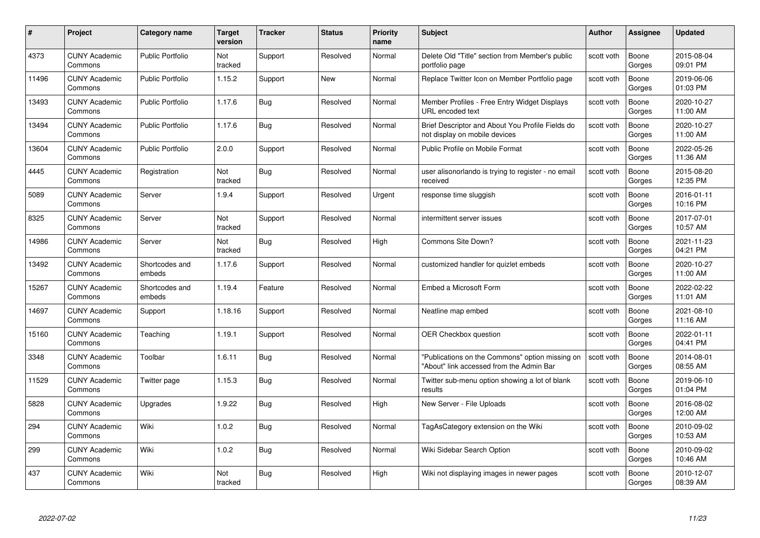| # | Project | Category name | Target version | Tracker | Status | Priority name | Subject | Author | Assignee | Updated |
|---|---|---|---|---|---|---|---|---|---|---|
| 4373 | CUNY Academic Commons | Public Portfolio | Not tracked | Support | Resolved | Normal | Delete Old "Title" section from Member's public portfolio page | scott voth | Boone Gorges | 2015-08-04 09:01 PM |
| 11496 | CUNY Academic Commons | Public Portfolio | 1.15.2 | Support | New | Normal | Replace Twitter Icon on Member Portfolio page | scott voth | Boone Gorges | 2019-06-06 01:03 PM |
| 13493 | CUNY Academic Commons | Public Portfolio | 1.17.6 | Bug | Resolved | Normal | Member Profiles - Free Entry Widget Displays URL encoded text | scott voth | Boone Gorges | 2020-10-27 11:00 AM |
| 13494 | CUNY Academic Commons | Public Portfolio | 1.17.6 | Bug | Resolved | Normal | Brief Descriptor and About You Profile Fields do not display on mobile devices | scott voth | Boone Gorges | 2020-10-27 11:00 AM |
| 13604 | CUNY Academic Commons | Public Portfolio | 2.0.0 | Support | Resolved | Normal | Public Profile on Mobile Format | scott voth | Boone Gorges | 2022-05-26 11:36 AM |
| 4445 | CUNY Academic Commons | Registration | Not tracked | Bug | Resolved | Normal | user alisonorlando is trying to register - no email received | scott voth | Boone Gorges | 2015-08-20 12:35 PM |
| 5089 | CUNY Academic Commons | Server | 1.9.4 | Support | Resolved | Urgent | response time sluggish | scott voth | Boone Gorges | 2016-01-11 10:16 PM |
| 8325 | CUNY Academic Commons | Server | Not tracked | Support | Resolved | Normal | intermittent server issues | scott voth | Boone Gorges | 2017-07-01 10:57 AM |
| 14986 | CUNY Academic Commons | Server | Not tracked | Bug | Resolved | High | Commons Site Down? | scott voth | Boone Gorges | 2021-11-23 04:21 PM |
| 13492 | CUNY Academic Commons | Shortcodes and embeds | 1.17.6 | Support | Resolved | Normal | customized handler for quizlet embeds | scott voth | Boone Gorges | 2020-10-27 11:00 AM |
| 15267 | CUNY Academic Commons | Shortcodes and embeds | 1.19.4 | Feature | Resolved | Normal | Embed a Microsoft Form | scott voth | Boone Gorges | 2022-02-22 11:01 AM |
| 14697 | CUNY Academic Commons | Support | 1.18.16 | Support | Resolved | Normal | Neatline map embed | scott voth | Boone Gorges | 2021-08-10 11:16 AM |
| 15160 | CUNY Academic Commons | Teaching | 1.19.1 | Support | Resolved | Normal | OER Checkbox question | scott voth | Boone Gorges | 2022-01-11 04:41 PM |
| 3348 | CUNY Academic Commons | Toolbar | 1.6.11 | Bug | Resolved | Normal | "Publications on the Commons" option missing on "About" link accessed from the Admin Bar | scott voth | Boone Gorges | 2014-08-01 08:55 AM |
| 11529 | CUNY Academic Commons | Twitter page | 1.15.3 | Bug | Resolved | Normal | Twitter sub-menu option showing a lot of blank results | scott voth | Boone Gorges | 2019-06-10 01:04 PM |
| 5828 | CUNY Academic Commons | Upgrades | 1.9.22 | Bug | Resolved | High | New Server - File Uploads | scott voth | Boone Gorges | 2016-08-02 12:00 AM |
| 294 | CUNY Academic Commons | Wiki | 1.0.2 | Bug | Resolved | Normal | TagAsCategory extension on the Wiki | scott voth | Boone Gorges | 2010-09-02 10:53 AM |
| 299 | CUNY Academic Commons | Wiki | 1.0.2 | Bug | Resolved | Normal | Wiki Sidebar Search Option | scott voth | Boone Gorges | 2010-09-02 10:46 AM |
| 437 | CUNY Academic Commons | Wiki | Not tracked | Bug | Resolved | High | Wiki not displaying images in newer pages | scott voth | Boone Gorges | 2010-12-07 08:39 AM |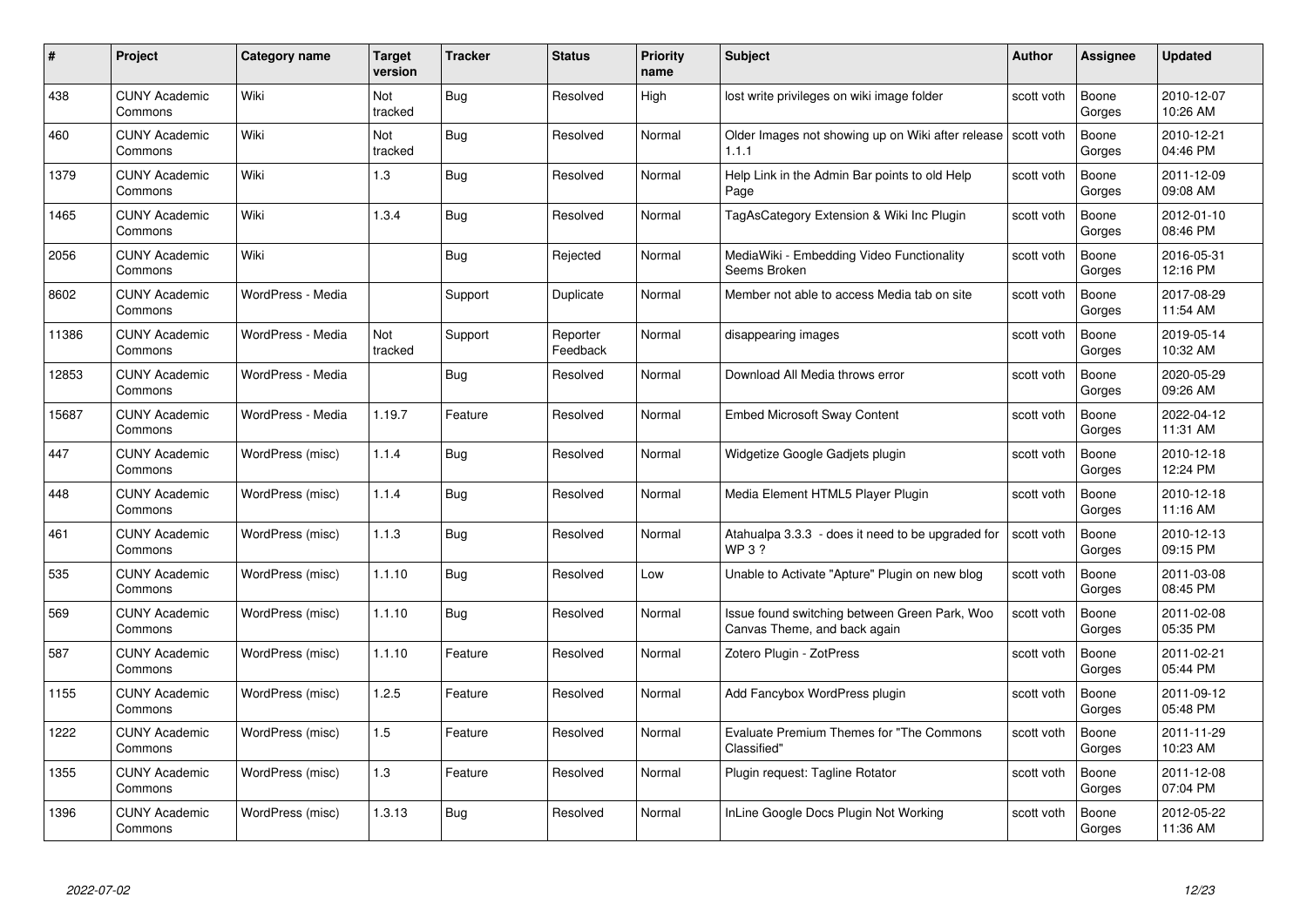| # | Project | Category name | Target version | Tracker | Status | Priority name | Subject | Author | Assignee | Updated |
|---|---|---|---|---|---|---|---|---|---|---|
| 438 | CUNY Academic Commons | Wiki | Not tracked | Bug | Resolved | High | lost write privileges on wiki image folder | scott voth | Boone Gorges | 2010-12-07 10:26 AM |
| 460 | CUNY Academic Commons | Wiki | Not tracked | Bug | Resolved | Normal | Older Images not showing up on Wiki after release 1.1.1 | scott voth | Boone Gorges | 2010-12-21 04:46 PM |
| 1379 | CUNY Academic Commons | Wiki | 1.3 | Bug | Resolved | Normal | Help Link in the Admin Bar points to old Help Page | scott voth | Boone Gorges | 2011-12-09 09:08 AM |
| 1465 | CUNY Academic Commons | Wiki | 1.3.4 | Bug | Resolved | Normal | TagAsCategory Extension & Wiki Inc Plugin | scott voth | Boone Gorges | 2012-01-10 08:46 PM |
| 2056 | CUNY Academic Commons | Wiki | | Bug | Rejected | Normal | MediaWiki - Embedding Video Functionality Seems Broken | scott voth | Boone Gorges | 2016-05-31 12:16 PM |
| 8602 | CUNY Academic Commons | WordPress - Media | | Support | Duplicate | Normal | Member not able to access Media tab on site | scott voth | Boone Gorges | 2017-08-29 11:54 AM |
| 11386 | CUNY Academic Commons | WordPress - Media | Not tracked | Support | Reporter Feedback | Normal | disappearing images | scott voth | Boone Gorges | 2019-05-14 10:32 AM |
| 12853 | CUNY Academic Commons | WordPress - Media | | Bug | Resolved | Normal | Download All Media throws error | scott voth | Boone Gorges | 2020-05-29 09:26 AM |
| 15687 | CUNY Academic Commons | WordPress - Media | 1.19.7 | Feature | Resolved | Normal | Embed Microsoft Sway Content | scott voth | Boone Gorges | 2022-04-12 11:31 AM |
| 447 | CUNY Academic Commons | WordPress (misc) | 1.1.4 | Bug | Resolved | Normal | Widgetize Google Gadjets plugin | scott voth | Boone Gorges | 2010-12-18 12:24 PM |
| 448 | CUNY Academic Commons | WordPress (misc) | 1.1.4 | Bug | Resolved | Normal | Media Element HTML5 Player Plugin | scott voth | Boone Gorges | 2010-12-18 11:16 AM |
| 461 | CUNY Academic Commons | WordPress (misc) | 1.1.3 | Bug | Resolved | Normal | Atahualpa 3.3.3 - does it need to be upgraded for WP 3 ? | scott voth | Boone Gorges | 2010-12-13 09:15 PM |
| 535 | CUNY Academic Commons | WordPress (misc) | 1.1.10 | Bug | Resolved | Low | Unable to Activate "Apture" Plugin on new blog | scott voth | Boone Gorges | 2011-03-08 08:45 PM |
| 569 | CUNY Academic Commons | WordPress (misc) | 1.1.10 | Bug | Resolved | Normal | Issue found switching between Green Park, Woo Canvas Theme, and back again | scott voth | Boone Gorges | 2011-02-08 05:35 PM |
| 587 | CUNY Academic Commons | WordPress (misc) | 1.1.10 | Feature | Resolved | Normal | Zotero Plugin - ZotPress | scott voth | Boone Gorges | 2011-02-21 05:44 PM |
| 1155 | CUNY Academic Commons | WordPress (misc) | 1.2.5 | Feature | Resolved | Normal | Add Fancybox WordPress plugin | scott voth | Boone Gorges | 2011-09-12 05:48 PM |
| 1222 | CUNY Academic Commons | WordPress (misc) | 1.5 | Feature | Resolved | Normal | Evaluate Premium Themes for "The Commons Classified" | scott voth | Boone Gorges | 2011-11-29 10:23 AM |
| 1355 | CUNY Academic Commons | WordPress (misc) | 1.3 | Feature | Resolved | Normal | Plugin request: Tagline Rotator | scott voth | Boone Gorges | 2011-12-08 07:04 PM |
| 1396 | CUNY Academic Commons | WordPress (misc) | 1.3.13 | Bug | Resolved | Normal | InLine Google Docs Plugin Not Working | scott voth | Boone Gorges | 2012-05-22 11:36 AM |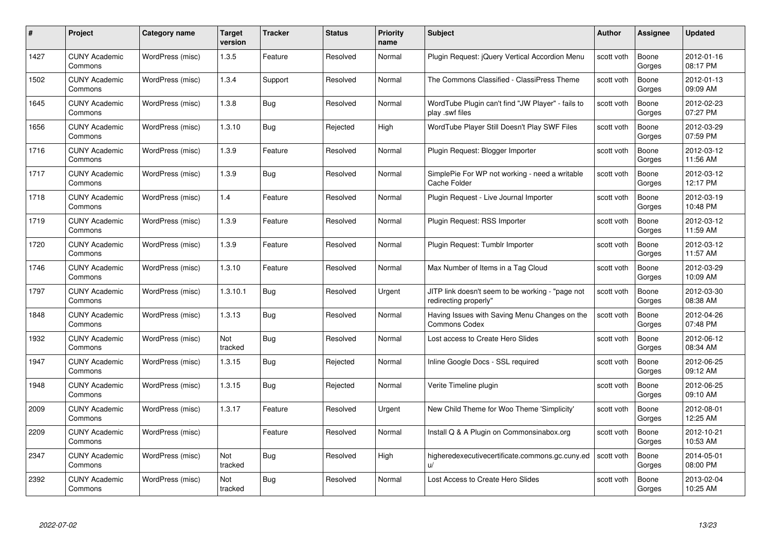| # | Project | Category name | Target version | Tracker | Status | Priority name | Subject | Author | Assignee | Updated |
|---|---|---|---|---|---|---|---|---|---|---|
| 1427 | CUNY Academic Commons | WordPress (misc) | 1.3.5 | Feature | Resolved | Normal | Plugin Request: jQuery Vertical Accordion Menu | scott voth | Boone Gorges | 2012-01-16 08:17 PM |
| 1502 | CUNY Academic Commons | WordPress (misc) | 1.3.4 | Support | Resolved | Normal | The Commons Classified - ClassiPress Theme | scott voth | Boone Gorges | 2012-01-13 09:09 AM |
| 1645 | CUNY Academic Commons | WordPress (misc) | 1.3.8 | Bug | Resolved | Normal | WordTube Plugin can't find "JW Player" - fails to play .swf files | scott voth | Boone Gorges | 2012-02-23 07:27 PM |
| 1656 | CUNY Academic Commons | WordPress (misc) | 1.3.10 | Bug | Rejected | High | WordTube Player Still Doesn't Play SWF Files | scott voth | Boone Gorges | 2012-03-29 07:59 PM |
| 1716 | CUNY Academic Commons | WordPress (misc) | 1.3.9 | Feature | Resolved | Normal | Plugin Request: Blogger Importer | scott voth | Boone Gorges | 2012-03-12 11:56 AM |
| 1717 | CUNY Academic Commons | WordPress (misc) | 1.3.9 | Bug | Resolved | Normal | SimplePie For WP not working - need a writable Cache Folder | scott voth | Boone Gorges | 2012-03-12 12:17 PM |
| 1718 | CUNY Academic Commons | WordPress (misc) | 1.4 | Feature | Resolved | Normal | Plugin Request - Live Journal Importer | scott voth | Boone Gorges | 2012-03-19 10:48 PM |
| 1719 | CUNY Academic Commons | WordPress (misc) | 1.3.9 | Feature | Resolved | Normal | Plugin Request: RSS Importer | scott voth | Boone Gorges | 2012-03-12 11:59 AM |
| 1720 | CUNY Academic Commons | WordPress (misc) | 1.3.9 | Feature | Resolved | Normal | Plugin Request: Tumblr Importer | scott voth | Boone Gorges | 2012-03-12 11:57 AM |
| 1746 | CUNY Academic Commons | WordPress (misc) | 1.3.10 | Feature | Resolved | Normal | Max Number of Items in a Tag Cloud | scott voth | Boone Gorges | 2012-03-29 10:09 AM |
| 1797 | CUNY Academic Commons | WordPress (misc) | 1.3.10.1 | Bug | Resolved | Urgent | JITP link doesn't seem to be working - "page not redirecting properly" | scott voth | Boone Gorges | 2012-03-30 08:38 AM |
| 1848 | CUNY Academic Commons | WordPress (misc) | 1.3.13 | Bug | Resolved | Normal | Having Issues with Saving Menu Changes on the Commons Codex | scott voth | Boone Gorges | 2012-04-26 07:48 PM |
| 1932 | CUNY Academic Commons | WordPress (misc) | Not tracked | Bug | Resolved | Normal | Lost access to Create Hero Slides | scott voth | Boone Gorges | 2012-06-12 08:34 AM |
| 1947 | CUNY Academic Commons | WordPress (misc) | 1.3.15 | Bug | Rejected | Normal | Inline Google Docs - SSL required | scott voth | Boone Gorges | 2012-06-25 09:12 AM |
| 1948 | CUNY Academic Commons | WordPress (misc) | 1.3.15 | Bug | Rejected | Normal | Verite Timeline plugin | scott voth | Boone Gorges | 2012-06-25 09:10 AM |
| 2009 | CUNY Academic Commons | WordPress (misc) | 1.3.17 | Feature | Resolved | Urgent | New Child Theme for Woo Theme 'Simplicity' | scott voth | Boone Gorges | 2012-08-01 12:25 AM |
| 2209 | CUNY Academic Commons | WordPress (misc) | | Feature | Resolved | Normal | Install Q & A Plugin on Commonsinabox.org | scott voth | Boone Gorges | 2012-10-21 10:53 AM |
| 2347 | CUNY Academic Commons | WordPress (misc) | Not tracked | Bug | Resolved | High | higheredexecutivecertificate.commons.gc.cuny.edu/ | scott voth | Boone Gorges | 2014-05-01 08:00 PM |
| 2392 | CUNY Academic Commons | WordPress (misc) | Not tracked | Bug | Resolved | Normal | Lost Access to Create Hero Slides | scott voth | Boone Gorges | 2013-02-04 10:25 AM |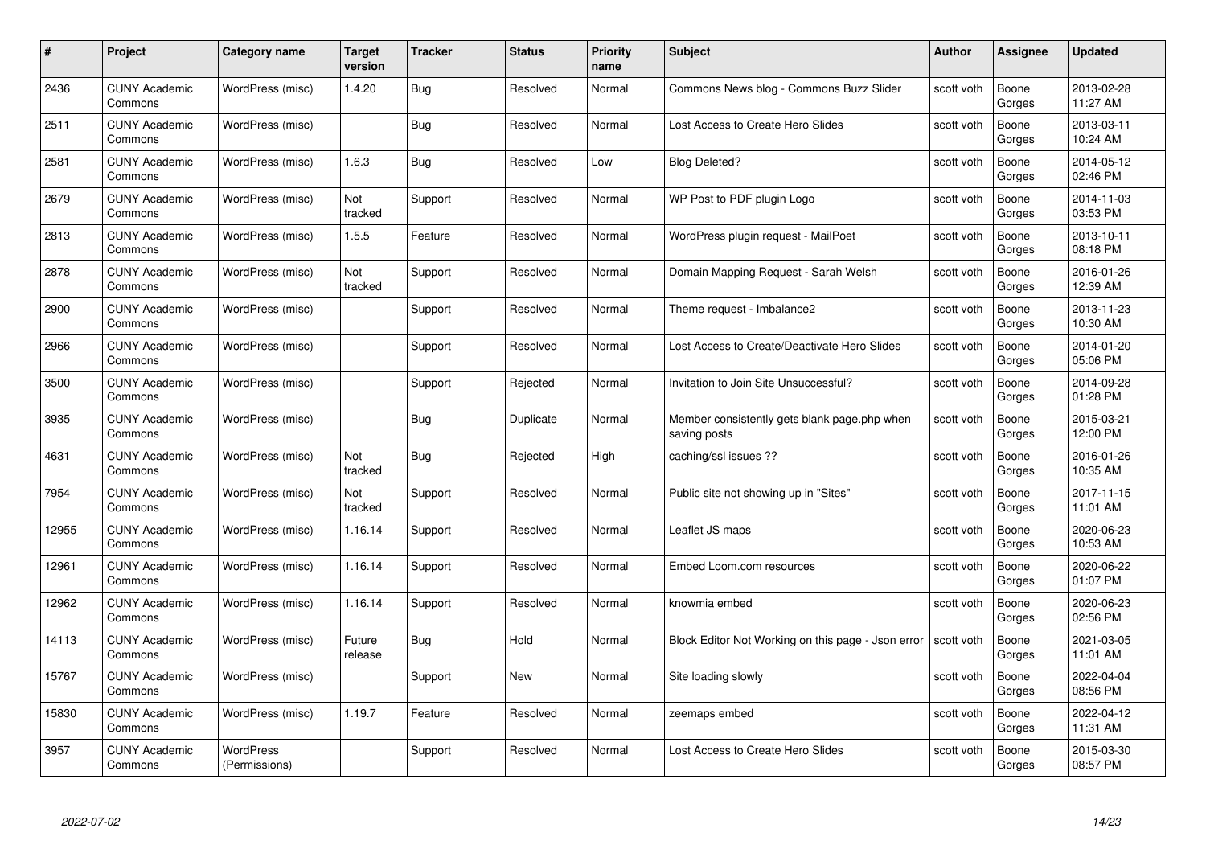| # | Project | Category name | Target version | Tracker | Status | Priority name | Subject | Author | Assignee | Updated |
|---|---|---|---|---|---|---|---|---|---|---|
| 2436 | CUNY Academic Commons | WordPress (misc) | 1.4.20 | Bug | Resolved | Normal | Commons News blog - Commons Buzz Slider | scott voth | Boone Gorges | 2013-02-28 11:27 AM |
| 2511 | CUNY Academic Commons | WordPress (misc) | | Bug | Resolved | Normal | Lost Access to Create Hero Slides | scott voth | Boone Gorges | 2013-03-11 10:24 AM |
| 2581 | CUNY Academic Commons | WordPress (misc) | 1.6.3 | Bug | Resolved | Low | Blog Deleted? | scott voth | Boone Gorges | 2014-05-12 02:46 PM |
| 2679 | CUNY Academic Commons | WordPress (misc) | Not tracked | Support | Resolved | Normal | WP Post to PDF plugin Logo | scott voth | Boone Gorges | 2014-11-03 03:53 PM |
| 2813 | CUNY Academic Commons | WordPress (misc) | 1.5.5 | Feature | Resolved | Normal | WordPress plugin request - MailPoet | scott voth | Boone Gorges | 2013-10-11 08:18 PM |
| 2878 | CUNY Academic Commons | WordPress (misc) | Not tracked | Support | Resolved | Normal | Domain Mapping Request - Sarah Welsh | scott voth | Boone Gorges | 2016-01-26 12:39 AM |
| 2900 | CUNY Academic Commons | WordPress (misc) | | Support | Resolved | Normal | Theme request - Imbalance2 | scott voth | Boone Gorges | 2013-11-23 10:30 AM |
| 2966 | CUNY Academic Commons | WordPress (misc) | | Support | Resolved | Normal | Lost Access to Create/Deactivate Hero Slides | scott voth | Boone Gorges | 2014-01-20 05:06 PM |
| 3500 | CUNY Academic Commons | WordPress (misc) | | Support | Rejected | Normal | Invitation to Join Site Unsuccessful? | scott voth | Boone Gorges | 2014-09-28 01:28 PM |
| 3935 | CUNY Academic Commons | WordPress (misc) | | Bug | Duplicate | Normal | Member consistently gets blank page.php when saving posts | scott voth | Boone Gorges | 2015-03-21 12:00 PM |
| 4631 | CUNY Academic Commons | WordPress (misc) | Not tracked | Bug | Rejected | High | caching/ssl issues ?? | scott voth | Boone Gorges | 2016-01-26 10:35 AM |
| 7954 | CUNY Academic Commons | WordPress (misc) | Not tracked | Support | Resolved | Normal | Public site not showing up in "Sites" | scott voth | Boone Gorges | 2017-11-15 11:01 AM |
| 12955 | CUNY Academic Commons | WordPress (misc) | 1.16.14 | Support | Resolved | Normal | Leaflet JS maps | scott voth | Boone Gorges | 2020-06-23 10:53 AM |
| 12961 | CUNY Academic Commons | WordPress (misc) | 1.16.14 | Support | Resolved | Normal | Embed Loom.com resources | scott voth | Boone Gorges | 2020-06-22 01:07 PM |
| 12962 | CUNY Academic Commons | WordPress (misc) | 1.16.14 | Support | Resolved | Normal | knowmia embed | scott voth | Boone Gorges | 2020-06-23 02:56 PM |
| 14113 | CUNY Academic Commons | WordPress (misc) | Future release | Bug | Hold | Normal | Block Editor Not Working on this page - Json error | scott voth | Boone Gorges | 2021-03-05 11:01 AM |
| 15767 | CUNY Academic Commons | WordPress (misc) | | Support | New | Normal | Site loading slowly | scott voth | Boone Gorges | 2022-04-04 08:56 PM |
| 15830 | CUNY Academic Commons | WordPress (misc) | 1.19.7 | Feature | Resolved | Normal | zeemaps embed | scott voth | Boone Gorges | 2022-04-12 11:31 AM |
| 3957 | CUNY Academic Commons | WordPress (Permissions) | | Support | Resolved | Normal | Lost Access to Create Hero Slides | scott voth | Boone Gorges | 2015-03-30 08:57 PM |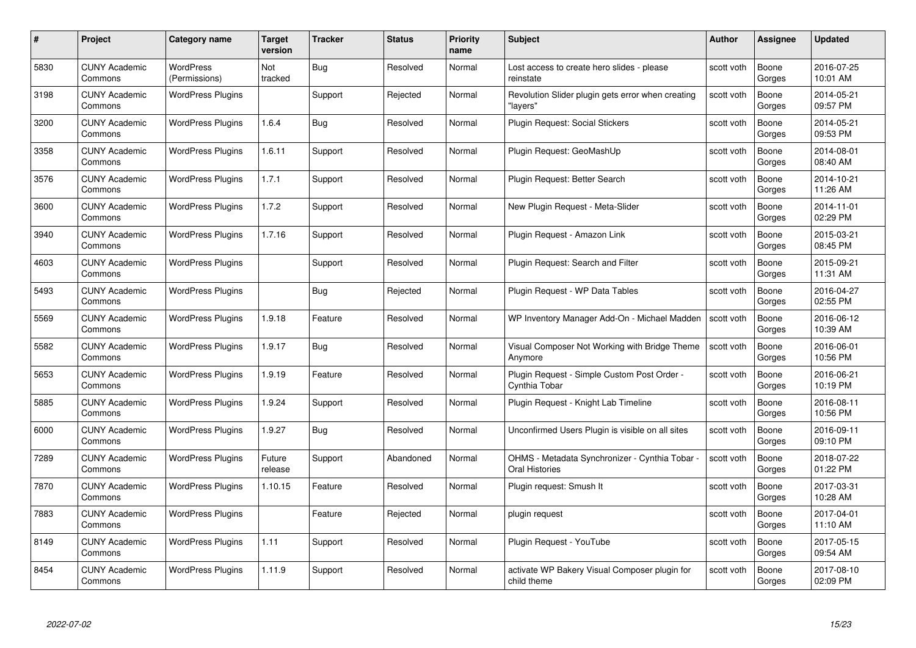| # | Project | Category name | Target version | Tracker | Status | Priority name | Subject | Author | Assignee | Updated |
|---|---|---|---|---|---|---|---|---|---|---|
| 5830 | CUNY Academic Commons | WordPress (Permissions) | Not tracked | Bug | Resolved | Normal | Lost access to create hero slides - please reinstate | scott voth | Boone Gorges | 2016-07-25 10:01 AM |
| 3198 | CUNY Academic Commons | WordPress Plugins | | Support | Rejected | Normal | Revolution Slider plugin gets error when creating "layers" | scott voth | Boone Gorges | 2014-05-21 09:57 PM |
| 3200 | CUNY Academic Commons | WordPress Plugins | 1.6.4 | Bug | Resolved | Normal | Plugin Request: Social Stickers | scott voth | Boone Gorges | 2014-05-21 09:53 PM |
| 3358 | CUNY Academic Commons | WordPress Plugins | 1.6.11 | Support | Resolved | Normal | Plugin Request: GeoMashUp | scott voth | Boone Gorges | 2014-08-01 08:40 AM |
| 3576 | CUNY Academic Commons | WordPress Plugins | 1.7.1 | Support | Resolved | Normal | Plugin Request: Better Search | scott voth | Boone Gorges | 2014-10-21 11:26 AM |
| 3600 | CUNY Academic Commons | WordPress Plugins | 1.7.2 | Support | Resolved | Normal | New Plugin Request - Meta-Slider | scott voth | Boone Gorges | 2014-11-01 02:29 PM |
| 3940 | CUNY Academic Commons | WordPress Plugins | 1.7.16 | Support | Resolved | Normal | Plugin Request - Amazon Link | scott voth | Boone Gorges | 2015-03-21 08:45 PM |
| 4603 | CUNY Academic Commons | WordPress Plugins | | Support | Resolved | Normal | Plugin Request: Search and Filter | scott voth | Boone Gorges | 2015-09-21 11:31 AM |
| 5493 | CUNY Academic Commons | WordPress Plugins | | Bug | Rejected | Normal | Plugin Request - WP Data Tables | scott voth | Boone Gorges | 2016-04-27 02:55 PM |
| 5569 | CUNY Academic Commons | WordPress Plugins | 1.9.18 | Feature | Resolved | Normal | WP Inventory Manager Add-On - Michael Madden | scott voth | Boone Gorges | 2016-06-12 10:39 AM |
| 5582 | CUNY Academic Commons | WordPress Plugins | 1.9.17 | Bug | Resolved | Normal | Visual Composer Not Working with Bridge Theme Anymore | scott voth | Boone Gorges | 2016-06-01 10:56 PM |
| 5653 | CUNY Academic Commons | WordPress Plugins | 1.9.19 | Feature | Resolved | Normal | Plugin Request - Simple Custom Post Order - Cynthia Tobar | scott voth | Boone Gorges | 2016-06-21 10:19 PM |
| 5885 | CUNY Academic Commons | WordPress Plugins | 1.9.24 | Support | Resolved | Normal | Plugin Request - Knight Lab Timeline | scott voth | Boone Gorges | 2016-08-11 10:56 PM |
| 6000 | CUNY Academic Commons | WordPress Plugins | 1.9.27 | Bug | Resolved | Normal | Unconfirmed Users Plugin is visible on all sites | scott voth | Boone Gorges | 2016-09-11 09:10 PM |
| 7289 | CUNY Academic Commons | WordPress Plugins | Future release | Support | Abandoned | Normal | OHMS - Metadata Synchronizer - Cynthia Tobar - Oral Histories | scott voth | Boone Gorges | 2018-07-22 01:22 PM |
| 7870 | CUNY Academic Commons | WordPress Plugins | 1.10.15 | Feature | Resolved | Normal | Plugin request: Smush It | scott voth | Boone Gorges | 2017-03-31 10:28 AM |
| 7883 | CUNY Academic Commons | WordPress Plugins | | Feature | Rejected | Normal | plugin request | scott voth | Boone Gorges | 2017-04-01 11:10 AM |
| 8149 | CUNY Academic Commons | WordPress Plugins | 1.11 | Support | Resolved | Normal | Plugin Request - YouTube | scott voth | Boone Gorges | 2017-05-15 09:54 AM |
| 8454 | CUNY Academic Commons | WordPress Plugins | 1.11.9 | Support | Resolved | Normal | activate WP Bakery Visual Composer plugin for child theme | scott voth | Boone Gorges | 2017-08-10 02:09 PM |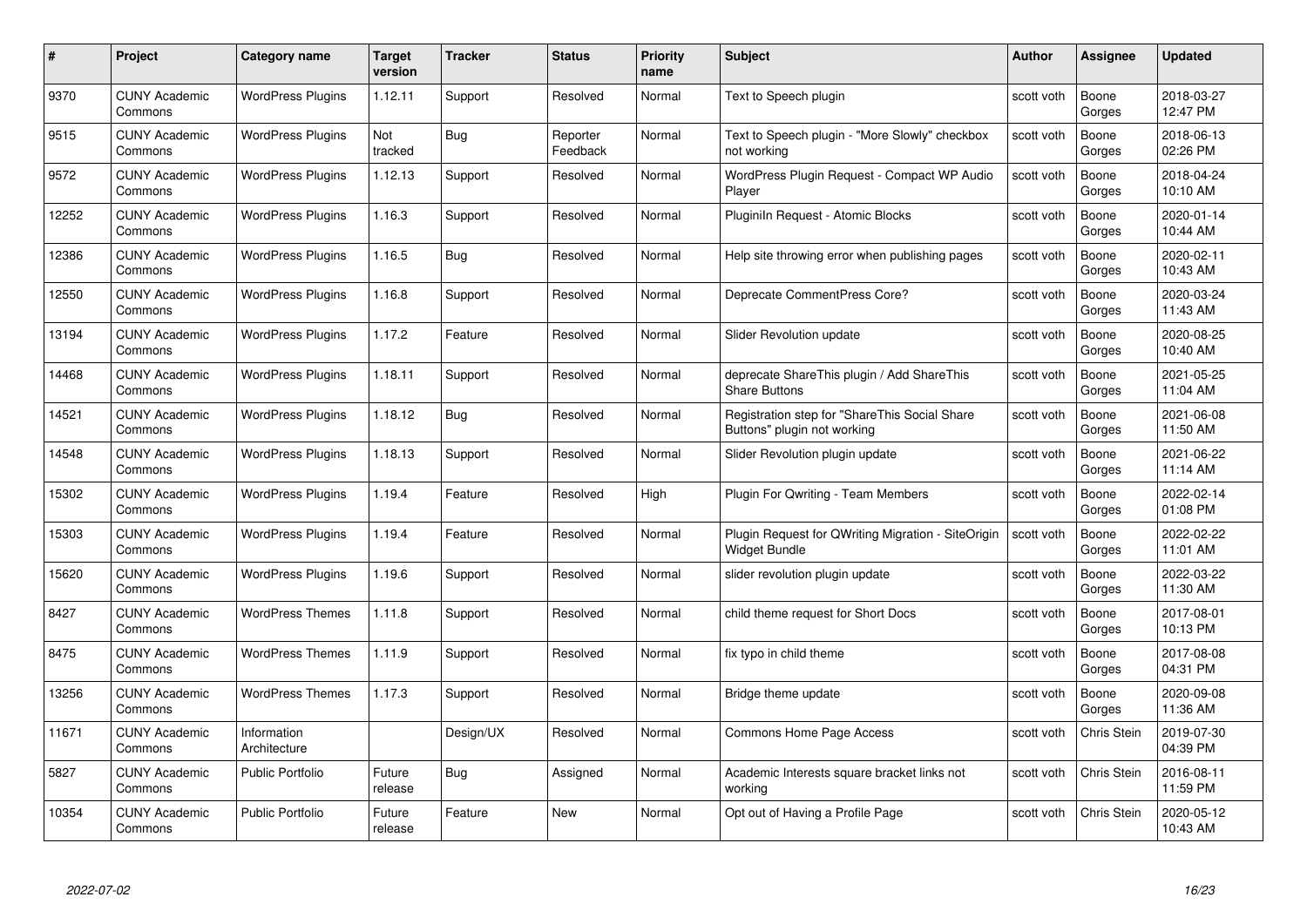| # | Project | Category name | Target version | Tracker | Status | Priority name | Subject | Author | Assignee | Updated |
|---|---|---|---|---|---|---|---|---|---|---|
| 9370 | CUNY Academic Commons | WordPress Plugins | 1.12.11 | Support | Resolved | Normal | Text to Speech plugin | scott voth | Boone Gorges | 2018-03-27 12:47 PM |
| 9515 | CUNY Academic Commons | WordPress Plugins | Not tracked | Bug | Reporter Feedback | Normal | Text to Speech plugin - "More Slowly" checkbox not working | scott voth | Boone Gorges | 2018-06-13 02:26 PM |
| 9572 | CUNY Academic Commons | WordPress Plugins | 1.12.13 | Support | Resolved | Normal | WordPress Plugin Request - Compact WP Audio Player | scott voth | Boone Gorges | 2018-04-24 10:10 AM |
| 12252 | CUNY Academic Commons | WordPress Plugins | 1.16.3 | Support | Resolved | Normal | PluginIn Request - Atomic Blocks | scott voth | Boone Gorges | 2020-01-14 10:44 AM |
| 12386 | CUNY Academic Commons | WordPress Plugins | 1.16.5 | Bug | Resolved | Normal | Help site throwing error when publishing pages | scott voth | Boone Gorges | 2020-02-11 10:43 AM |
| 12550 | CUNY Academic Commons | WordPress Plugins | 1.16.8 | Support | Resolved | Normal | Deprecate CommentPress Core? | scott voth | Boone Gorges | 2020-03-24 11:43 AM |
| 13194 | CUNY Academic Commons | WordPress Plugins | 1.17.2 | Feature | Resolved | Normal | Slider Revolution update | scott voth | Boone Gorges | 2020-08-25 10:40 AM |
| 14468 | CUNY Academic Commons | WordPress Plugins | 1.18.11 | Support | Resolved | Normal | deprecate ShareThis plugin / Add ShareThis Share Buttons | scott voth | Boone Gorges | 2021-05-25 11:04 AM |
| 14521 | CUNY Academic Commons | WordPress Plugins | 1.18.12 | Bug | Resolved | Normal | Registration step for "ShareThis Social Share Buttons" plugin not working | scott voth | Boone Gorges | 2021-06-08 11:50 AM |
| 14548 | CUNY Academic Commons | WordPress Plugins | 1.18.13 | Support | Resolved | Normal | Slider Revolution plugin update | scott voth | Boone Gorges | 2021-06-22 11:14 AM |
| 15302 | CUNY Academic Commons | WordPress Plugins | 1.19.4 | Feature | Resolved | High | Plugin For Qwriting - Team Members | scott voth | Boone Gorges | 2022-02-14 01:08 PM |
| 15303 | CUNY Academic Commons | WordPress Plugins | 1.19.4 | Feature | Resolved | Normal | Plugin Request for QWriting Migration - SiteOrigin Widget Bundle | scott voth | Boone Gorges | 2022-02-22 11:01 AM |
| 15620 | CUNY Academic Commons | WordPress Plugins | 1.19.6 | Support | Resolved | Normal | slider revolution plugin update | scott voth | Boone Gorges | 2022-03-22 11:30 AM |
| 8427 | CUNY Academic Commons | WordPress Themes | 1.11.8 | Support | Resolved | Normal | child theme request for Short Docs | scott voth | Boone Gorges | 2017-08-01 10:13 PM |
| 8475 | CUNY Academic Commons | WordPress Themes | 1.11.9 | Support | Resolved | Normal | fix typo in child theme | scott voth | Boone Gorges | 2017-08-08 04:31 PM |
| 13256 | CUNY Academic Commons | WordPress Themes | 1.17.3 | Support | Resolved | Normal | Bridge theme update | scott voth | Boone Gorges | 2020-09-08 11:36 AM |
| 11671 | CUNY Academic Commons | Information Architecture | | Design/UX | Resolved | Normal | Commons Home Page Access | scott voth | Chris Stein | 2019-07-30 04:39 PM |
| 5827 | CUNY Academic Commons | Public Portfolio | Future release | Bug | Assigned | Normal | Academic Interests square bracket links not working | scott voth | Chris Stein | 2016-08-11 11:59 PM |
| 10354 | CUNY Academic Commons | Public Portfolio | Future release | Feature | New | Normal | Opt out of Having a Profile Page | scott voth | Chris Stein | 2020-05-12 10:43 AM |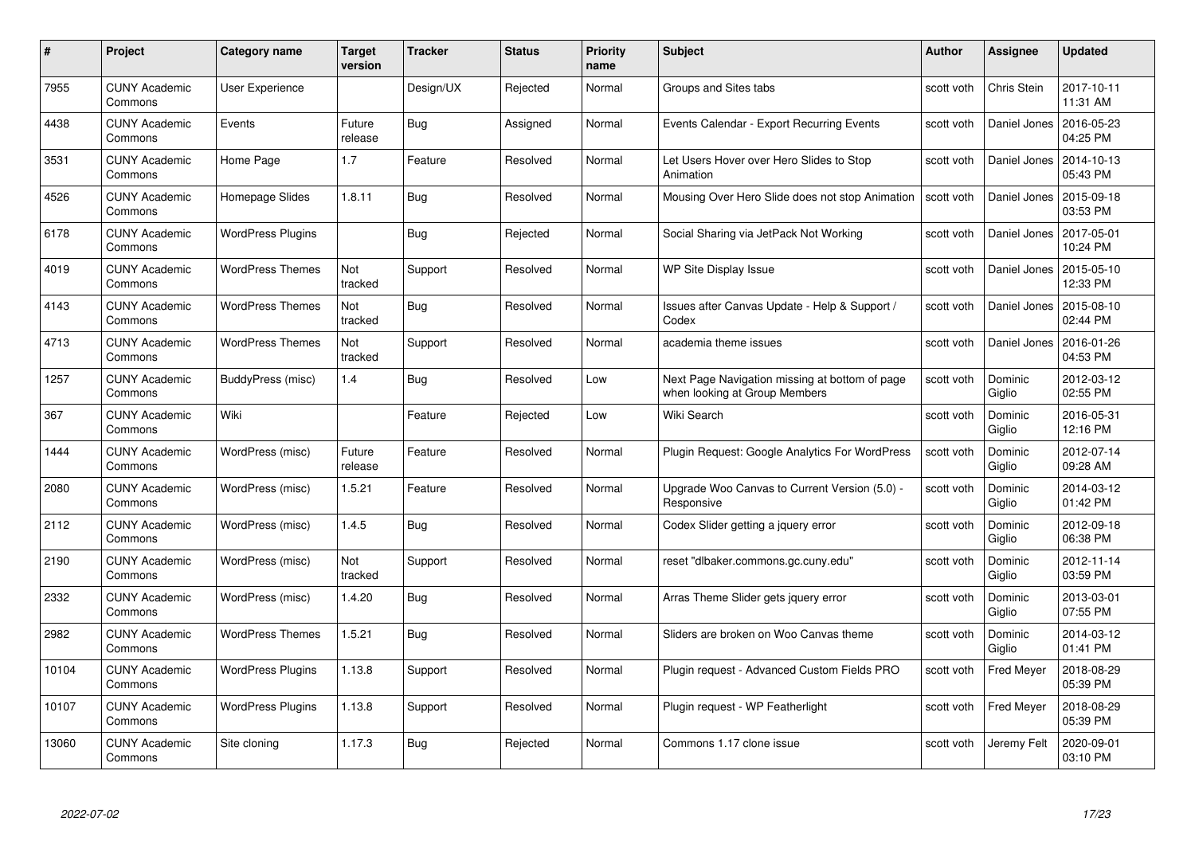| # | Project | Category name | Target version | Tracker | Status | Priority name | Subject | Author | Assignee | Updated |
|---|---|---|---|---|---|---|---|---|---|---|
| 7955 | CUNY Academic Commons | User Experience | | Design/UX | Rejected | Normal | Groups and Sites tabs | scott voth | Chris Stein | 2017-10-11 11:31 AM |
| 4438 | CUNY Academic Commons | Events | Future release | Bug | Assigned | Normal | Events Calendar - Export Recurring Events | scott voth | Daniel Jones | 2016-05-23 04:25 PM |
| 3531 | CUNY Academic Commons | Home Page | 1.7 | Feature | Resolved | Normal | Let Users Hover over Hero Slides to Stop Animation | scott voth | Daniel Jones | 2014-10-13 05:43 PM |
| 4526 | CUNY Academic Commons | Homepage Slides | 1.8.11 | Bug | Resolved | Normal | Mousing Over Hero Slide does not stop Animation | scott voth | Daniel Jones | 2015-09-18 03:53 PM |
| 6178 | CUNY Academic Commons | WordPress Plugins | | Bug | Rejected | Normal | Social Sharing via JetPack Not Working | scott voth | Daniel Jones | 2017-05-01 10:24 PM |
| 4019 | CUNY Academic Commons | WordPress Themes | Not tracked | Support | Resolved | Normal | WP Site Display Issue | scott voth | Daniel Jones | 2015-05-10 12:33 PM |
| 4143 | CUNY Academic Commons | WordPress Themes | Not tracked | Bug | Resolved | Normal | Issues after Canvas Update - Help & Support / Codex | scott voth | Daniel Jones | 2015-08-10 02:44 PM |
| 4713 | CUNY Academic Commons | WordPress Themes | Not tracked | Support | Resolved | Normal | academia theme issues | scott voth | Daniel Jones | 2016-01-26 04:53 PM |
| 1257 | CUNY Academic Commons | BuddyPress (misc) | 1.4 | Bug | Resolved | Low | Next Page Navigation missing at bottom of page when looking at Group Members | scott voth | Dominic Giglio | 2012-03-12 02:55 PM |
| 367 | CUNY Academic Commons | Wiki | | Feature | Rejected | Low | Wiki Search | scott voth | Dominic Giglio | 2016-05-31 12:16 PM |
| 1444 | CUNY Academic Commons | WordPress (misc) | Future release | Feature | Resolved | Normal | Plugin Request: Google Analytics For WordPress | scott voth | Dominic Giglio | 2012-07-14 09:28 AM |
| 2080 | CUNY Academic Commons | WordPress (misc) | 1.5.21 | Feature | Resolved | Normal | Upgrade Woo Canvas to Current Version (5.0) - Responsive | scott voth | Dominic Giglio | 2014-03-12 01:42 PM |
| 2112 | CUNY Academic Commons | WordPress (misc) | 1.4.5 | Bug | Resolved | Normal | Codex Slider getting a jquery error | scott voth | Dominic Giglio | 2012-09-18 06:38 PM |
| 2190 | CUNY Academic Commons | WordPress (misc) | Not tracked | Support | Resolved | Normal | reset "dlbaker.commons.gc.cuny.edu" | scott voth | Dominic Giglio | 2012-11-14 03:59 PM |
| 2332 | CUNY Academic Commons | WordPress (misc) | 1.4.20 | Bug | Resolved | Normal | Arras Theme Slider gets jquery error | scott voth | Dominic Giglio | 2013-03-01 07:55 PM |
| 2982 | CUNY Academic Commons | WordPress Themes | 1.5.21 | Bug | Resolved | Normal | Sliders are broken on Woo Canvas theme | scott voth | Dominic Giglio | 2014-03-12 01:41 PM |
| 10104 | CUNY Academic Commons | WordPress Plugins | 1.13.8 | Support | Resolved | Normal | Plugin request - Advanced Custom Fields PRO | scott voth | Fred Meyer | 2018-08-29 05:39 PM |
| 10107 | CUNY Academic Commons | WordPress Plugins | 1.13.8 | Support | Resolved | Normal | Plugin request - WP Featherlight | scott voth | Fred Meyer | 2018-08-29 05:39 PM |
| 13060 | CUNY Academic Commons | Site cloning | 1.17.3 | Bug | Rejected | Normal | Commons 1.17 clone issue | scott voth | Jeremy Felt | 2020-09-01 03:10 PM |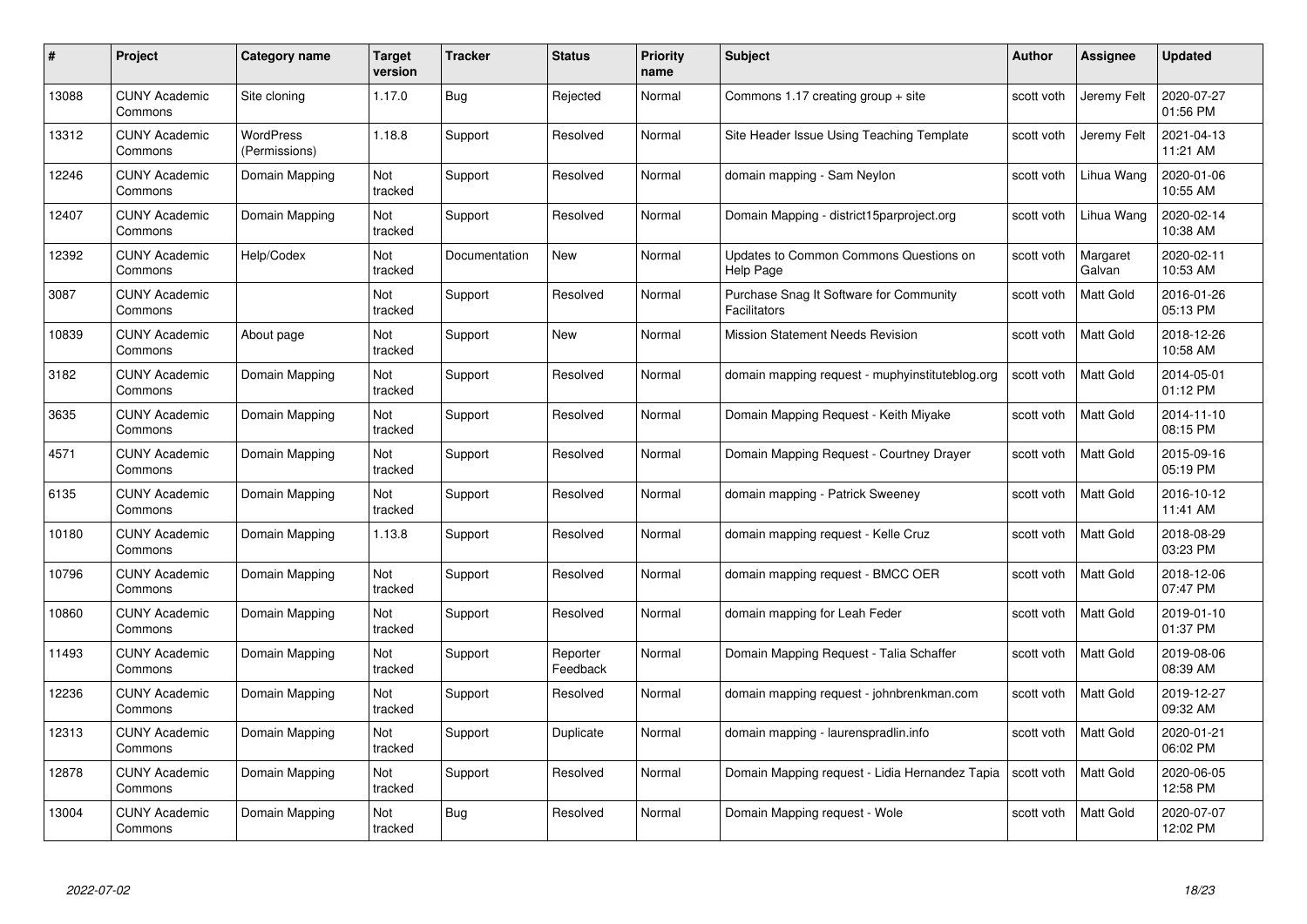| # | Project | Category name | Target version | Tracker | Status | Priority name | Subject | Author | Assignee | Updated |
|---|---|---|---|---|---|---|---|---|---|---|
| 13088 | CUNY Academic Commons | Site cloning | 1.17.0 | Bug | Rejected | Normal | Commons 1.17 creating group + site | scott voth | Jeremy Felt | 2020-07-27 01:56 PM |
| 13312 | CUNY Academic Commons | WordPress (Permissions) | 1.18.8 | Support | Resolved | Normal | Site Header Issue Using Teaching Template | scott voth | Jeremy Felt | 2021-04-13 11:21 AM |
| 12246 | CUNY Academic Commons | Domain Mapping | Not tracked | Support | Resolved | Normal | domain mapping - Sam Neylon | scott voth | Lihua Wang | 2020-01-06 10:55 AM |
| 12407 | CUNY Academic Commons | Domain Mapping | Not tracked | Support | Resolved | Normal | Domain Mapping - district15parproject.org | scott voth | Lihua Wang | 2020-02-14 10:38 AM |
| 12392 | CUNY Academic Commons | Help/Codex | Not tracked | Documentation | New | Normal | Updates to Common Commons Questions on Help Page | scott voth | Margaret Galvan | 2020-02-11 10:53 AM |
| 3087 | CUNY Academic Commons | | Not tracked | Support | Resolved | Normal | Purchase Snag It Software for Community Facilitators | scott voth | Matt Gold | 2016-01-26 05:13 PM |
| 10839 | CUNY Academic Commons | About page | Not tracked | Support | New | Normal | Mission Statement Needs Revision | scott voth | Matt Gold | 2018-12-26 10:58 AM |
| 3182 | CUNY Academic Commons | Domain Mapping | Not tracked | Support | Resolved | Normal | domain mapping request - muphyinstituteblog.org | scott voth | Matt Gold | 2014-05-01 01:12 PM |
| 3635 | CUNY Academic Commons | Domain Mapping | Not tracked | Support | Resolved | Normal | Domain Mapping Request - Keith Miyake | scott voth | Matt Gold | 2014-11-10 08:15 PM |
| 4571 | CUNY Academic Commons | Domain Mapping | Not tracked | Support | Resolved | Normal | Domain Mapping Request - Courtney Drayer | scott voth | Matt Gold | 2015-09-16 05:19 PM |
| 6135 | CUNY Academic Commons | Domain Mapping | Not tracked | Support | Resolved | Normal | domain mapping - Patrick Sweeney | scott voth | Matt Gold | 2016-10-12 11:41 AM |
| 10180 | CUNY Academic Commons | Domain Mapping | 1.13.8 | Support | Resolved | Normal | domain mapping request - Kelle Cruz | scott voth | Matt Gold | 2018-08-29 03:23 PM |
| 10796 | CUNY Academic Commons | Domain Mapping | Not tracked | Support | Resolved | Normal | domain mapping request - BMCC OER | scott voth | Matt Gold | 2018-12-06 07:47 PM |
| 10860 | CUNY Academic Commons | Domain Mapping | Not tracked | Support | Resolved | Normal | domain mapping for Leah Feder | scott voth | Matt Gold | 2019-01-10 01:37 PM |
| 11493 | CUNY Academic Commons | Domain Mapping | Not tracked | Support | Reporter Feedback | Normal | Domain Mapping Request - Talia Schaffer | scott voth | Matt Gold | 2019-08-06 08:39 AM |
| 12236 | CUNY Academic Commons | Domain Mapping | Not tracked | Support | Resolved | Normal | domain mapping request - johnbrenkman.com | scott voth | Matt Gold | 2019-12-27 09:32 AM |
| 12313 | CUNY Academic Commons | Domain Mapping | Not tracked | Support | Duplicate | Normal | domain mapping - laurenspradlin.info | scott voth | Matt Gold | 2020-01-21 06:02 PM |
| 12878 | CUNY Academic Commons | Domain Mapping | Not tracked | Support | Resolved | Normal | Domain Mapping request - Lidia Hernandez Tapia | scott voth | Matt Gold | 2020-06-05 12:58 PM |
| 13004 | CUNY Academic Commons | Domain Mapping | Not tracked | Bug | Resolved | Normal | Domain Mapping request - Wole | scott voth | Matt Gold | 2020-07-07 12:02 PM |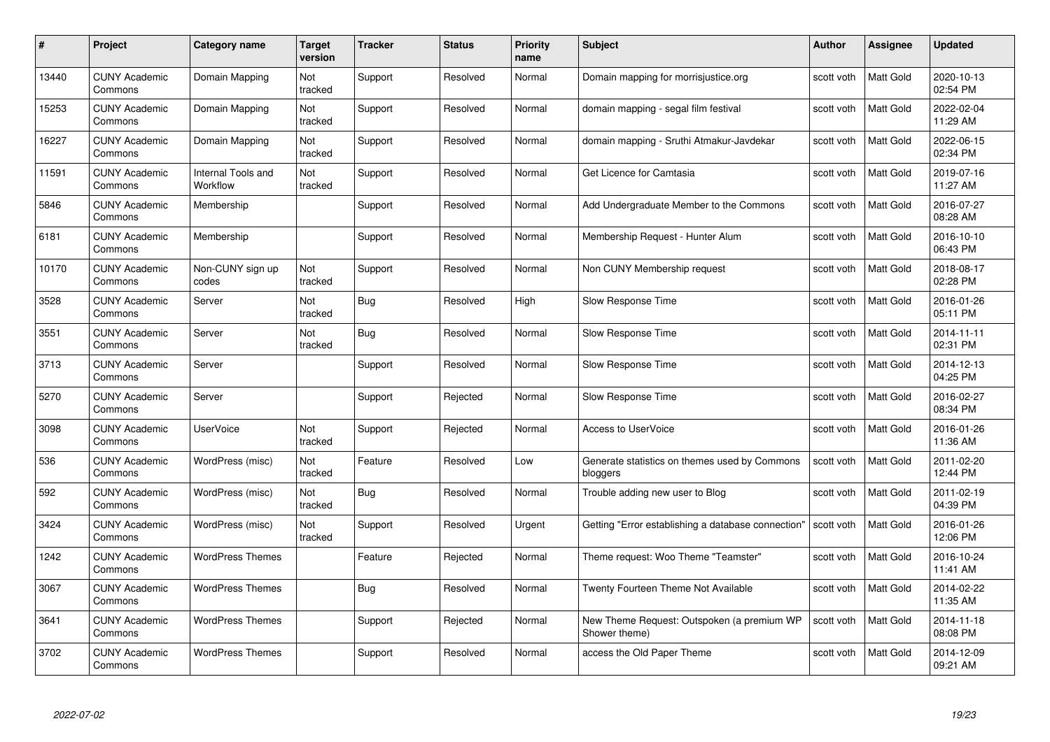| # | Project | Category name | Target version | Tracker | Status | Priority name | Subject | Author | Assignee | Updated |
|---|---|---|---|---|---|---|---|---|---|---|
| 13440 | CUNY Academic Commons | Domain Mapping | Not tracked | Support | Resolved | Normal | Domain mapping for morrisjustice.org | scott voth | Matt Gold | 2020-10-13 02:54 PM |
| 15253 | CUNY Academic Commons | Domain Mapping | Not tracked | Support | Resolved | Normal | domain mapping - segal film festival | scott voth | Matt Gold | 2022-02-04 11:29 AM |
| 16227 | CUNY Academic Commons | Domain Mapping | Not tracked | Support | Resolved | Normal | domain mapping - Sruthi Atmakur-Javdekar | scott voth | Matt Gold | 2022-06-15 02:34 PM |
| 11591 | CUNY Academic Commons | Internal Tools and Workflow | Not tracked | Support | Resolved | Normal | Get Licence for Camtasia | scott voth | Matt Gold | 2019-07-16 11:27 AM |
| 5846 | CUNY Academic Commons | Membership | | Support | Resolved | Normal | Add Undergraduate Member to the Commons | scott voth | Matt Gold | 2016-07-27 08:28 AM |
| 6181 | CUNY Academic Commons | Membership | | Support | Resolved | Normal | Membership Request - Hunter Alum | scott voth | Matt Gold | 2016-10-10 06:43 PM |
| 10170 | CUNY Academic Commons | Non-CUNY sign up codes | Not tracked | Support | Resolved | Normal | Non CUNY Membership request | scott voth | Matt Gold | 2018-08-17 02:28 PM |
| 3528 | CUNY Academic Commons | Server | Not tracked | Bug | Resolved | High | Slow Response Time | scott voth | Matt Gold | 2016-01-26 05:11 PM |
| 3551 | CUNY Academic Commons | Server | Not tracked | Bug | Resolved | Normal | Slow Response Time | scott voth | Matt Gold | 2014-11-11 02:31 PM |
| 3713 | CUNY Academic Commons | Server | | Support | Resolved | Normal | Slow Response Time | scott voth | Matt Gold | 2014-12-13 04:25 PM |
| 5270 | CUNY Academic Commons | Server | | Support | Rejected | Normal | Slow Response Time | scott voth | Matt Gold | 2016-02-27 08:34 PM |
| 3098 | CUNY Academic Commons | UserVoice | Not tracked | Support | Rejected | Normal | Access to UserVoice | scott voth | Matt Gold | 2016-01-26 11:36 AM |
| 536 | CUNY Academic Commons | WordPress (misc) | Not tracked | Feature | Resolved | Low | Generate statistics on themes used by Commons bloggers | scott voth | Matt Gold | 2011-02-20 12:44 PM |
| 592 | CUNY Academic Commons | WordPress (misc) | Not tracked | Bug | Resolved | Normal | Trouble adding new user to Blog | scott voth | Matt Gold | 2011-02-19 04:39 PM |
| 3424 | CUNY Academic Commons | WordPress (misc) | Not tracked | Support | Resolved | Urgent | Getting "Error establishing a database connection" | scott voth | Matt Gold | 2016-01-26 12:06 PM |
| 1242 | CUNY Academic Commons | WordPress Themes | | Feature | Rejected | Normal | Theme request: Woo Theme "Teamster" | scott voth | Matt Gold | 2016-10-24 11:41 AM |
| 3067 | CUNY Academic Commons | WordPress Themes | | Bug | Resolved | Normal | Twenty Fourteen Theme Not Available | scott voth | Matt Gold | 2014-02-22 11:35 AM |
| 3641 | CUNY Academic Commons | WordPress Themes | | Support | Rejected | Normal | New Theme Request: Outspoken (a premium WP Shower theme) | scott voth | Matt Gold | 2014-11-18 08:08 PM |
| 3702 | CUNY Academic Commons | WordPress Themes | | Support | Resolved | Normal | access the Old Paper Theme | scott voth | Matt Gold | 2014-12-09 09:21 AM |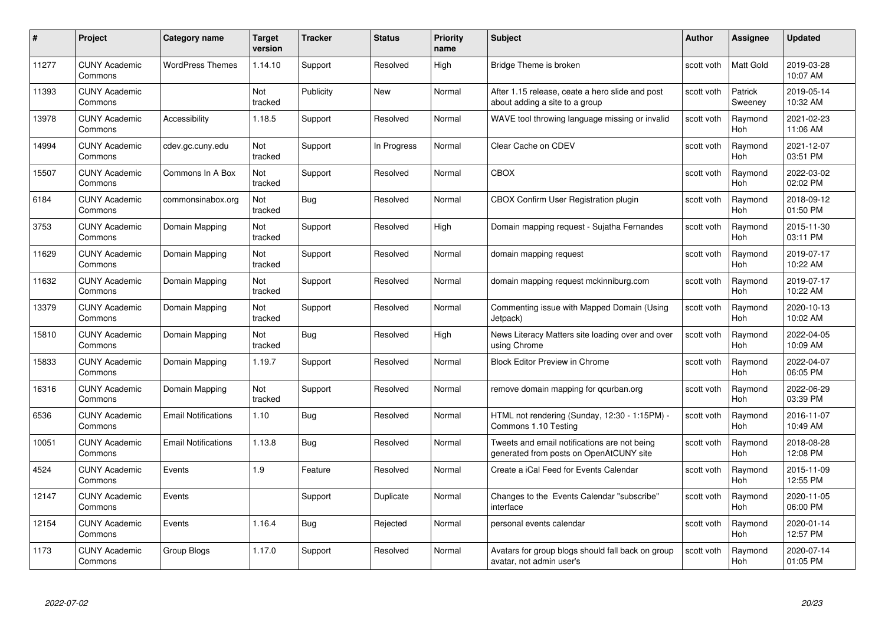| # | Project | Category name | Target version | Tracker | Status | Priority name | Subject | Author | Assignee | Updated |
|---|---|---|---|---|---|---|---|---|---|---|
| 11277 | CUNY Academic Commons | WordPress Themes | 1.14.10 | Support | Resolved | High | Bridge Theme is broken | scott voth | Matt Gold | 2019-03-28 10:07 AM |
| 11393 | CUNY Academic Commons | | Not tracked | Publicity | New | Normal | After 1.15 release, ceate a hero slide and post about adding a site to a group | scott voth | Patrick Sweeney | 2019-05-14 10:32 AM |
| 13978 | CUNY Academic Commons | Accessibility | 1.18.5 | Support | Resolved | Normal | WAVE tool throwing language missing or invalid | scott voth | Raymond Hoh | 2021-02-23 11:06 AM |
| 14994 | CUNY Academic Commons | cdev.gc.cuny.edu | Not tracked | Support | In Progress | Normal | Clear Cache on CDEV | scott voth | Raymond Hoh | 2021-12-07 03:51 PM |
| 15507 | CUNY Academic Commons | Commons In A Box | Not tracked | Support | Resolved | Normal | CBOX | scott voth | Raymond Hoh | 2022-03-02 02:02 PM |
| 6184 | CUNY Academic Commons | commonsinabox.org | Not tracked | Bug | Resolved | Normal | CBOX Confirm User Registration plugin | scott voth | Raymond Hoh | 2018-09-12 01:50 PM |
| 3753 | CUNY Academic Commons | Domain Mapping | Not tracked | Support | Resolved | High | Domain mapping request - Sujatha Fernandes | scott voth | Raymond Hoh | 2015-11-30 03:11 PM |
| 11629 | CUNY Academic Commons | Domain Mapping | Not tracked | Support | Resolved | Normal | domain mapping request | scott voth | Raymond Hoh | 2019-07-17 10:22 AM |
| 11632 | CUNY Academic Commons | Domain Mapping | Not tracked | Support | Resolved | Normal | domain mapping request mckinniburg.com | scott voth | Raymond Hoh | 2019-07-17 10:22 AM |
| 13379 | CUNY Academic Commons | Domain Mapping | Not tracked | Support | Resolved | Normal | Commenting issue with Mapped Domain (Using Jetpack) | scott voth | Raymond Hoh | 2020-10-13 10:02 AM |
| 15810 | CUNY Academic Commons | Domain Mapping | Not tracked | Bug | Resolved | High | News Literacy Matters site loading over and over using Chrome | scott voth | Raymond Hoh | 2022-04-05 10:09 AM |
| 15833 | CUNY Academic Commons | Domain Mapping | 1.19.7 | Support | Resolved | Normal | Block Editor Preview in Chrome | scott voth | Raymond Hoh | 2022-04-07 06:05 PM |
| 16316 | CUNY Academic Commons | Domain Mapping | Not tracked | Support | Resolved | Normal | remove domain mapping for qcurban.org | scott voth | Raymond Hoh | 2022-06-29 03:39 PM |
| 6536 | CUNY Academic Commons | Email Notifications | 1.10 | Bug | Resolved | Normal | HTML not rendering (Sunday, 12:30 - 1:15PM) - Commons 1.10 Testing | scott voth | Raymond Hoh | 2016-11-07 10:49 AM |
| 10051 | CUNY Academic Commons | Email Notifications | 1.13.8 | Bug | Resolved | Normal | Tweets and email notifications are not being generated from posts on OpenAtCUNY site | scott voth | Raymond Hoh | 2018-08-28 12:08 PM |
| 4524 | CUNY Academic Commons | Events | 1.9 | Feature | Resolved | Normal | Create a iCal Feed for Events Calendar | scott voth | Raymond Hoh | 2015-11-09 12:55 PM |
| 12147 | CUNY Academic Commons | Events | | Support | Duplicate | Normal | Changes to the Events Calendar "subscribe" interface | scott voth | Raymond Hoh | 2020-11-05 06:00 PM |
| 12154 | CUNY Academic Commons | Events | 1.16.4 | Bug | Rejected | Normal | personal events calendar | scott voth | Raymond Hoh | 2020-01-14 12:57 PM |
| 1173 | CUNY Academic Commons | Group Blogs | 1.17.0 | Support | Resolved | Normal | Avatars for group blogs should fall back on group avatar, not admin user's | scott voth | Raymond Hoh | 2020-07-14 01:05 PM |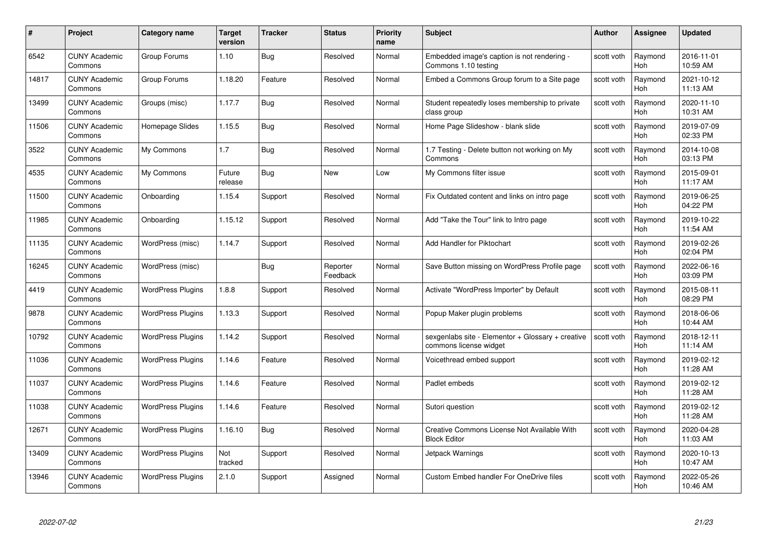| # | Project | Category name | Target version | Tracker | Status | Priority name | Subject | Author | Assignee | Updated |
|---|---|---|---|---|---|---|---|---|---|---|
| 6542 | CUNY Academic Commons | Group Forums | 1.10 | Bug | Resolved | Normal | Embedded image's caption is not rendering - Commons 1.10 testing | scott voth | Raymond Hoh | 2016-11-01 10:59 AM |
| 14817 | CUNY Academic Commons | Group Forums | 1.18.20 | Feature | Resolved | Normal | Embed a Commons Group forum to a Site page | scott voth | Raymond Hoh | 2021-10-12 11:13 AM |
| 13499 | CUNY Academic Commons | Groups (misc) | 1.17.7 | Bug | Resolved | Normal | Student repeatedly loses membership to private class group | scott voth | Raymond Hoh | 2020-11-10 10:31 AM |
| 11506 | CUNY Academic Commons | Homepage Slides | 1.15.5 | Bug | Resolved | Normal | Home Page Slideshow - blank slide | scott voth | Raymond Hoh | 2019-07-09 02:33 PM |
| 3522 | CUNY Academic Commons | My Commons | 1.7 | Bug | Resolved | Normal | 1.7 Testing - Delete button not working on My Commons | scott voth | Raymond Hoh | 2014-10-08 03:13 PM |
| 4535 | CUNY Academic Commons | My Commons | Future release | Bug | New | Low | My Commons filter issue | scott voth | Raymond Hoh | 2015-09-01 11:17 AM |
| 11500 | CUNY Academic Commons | Onboarding | 1.15.4 | Support | Resolved | Normal | Fix Outdated content and links on intro page | scott voth | Raymond Hoh | 2019-06-25 04:22 PM |
| 11985 | CUNY Academic Commons | Onboarding | 1.15.12 | Support | Resolved | Normal | Add "Take the Tour" link to Intro page | scott voth | Raymond Hoh | 2019-10-22 11:54 AM |
| 11135 | CUNY Academic Commons | WordPress (misc) | 1.14.7 | Support | Resolved | Normal | Add Handler for Piktochart | scott voth | Raymond Hoh | 2019-02-26 02:04 PM |
| 16245 | CUNY Academic Commons | WordPress (misc) | | Bug | Reporter Feedback | Normal | Save Button missing on WordPress Profile page | scott voth | Raymond Hoh | 2022-06-16 03:09 PM |
| 4419 | CUNY Academic Commons | WordPress Plugins | 1.8.8 | Support | Resolved | Normal | Activate "WordPress Importer" by Default | scott voth | Raymond Hoh | 2015-08-11 08:29 PM |
| 9878 | CUNY Academic Commons | WordPress Plugins | 1.13.3 | Support | Resolved | Normal | Popup Maker plugin problems | scott voth | Raymond Hoh | 2018-06-06 10:44 AM |
| 10792 | CUNY Academic Commons | WordPress Plugins | 1.14.2 | Support | Resolved | Normal | sexgenlabs site - Elementor + Glossary + creative commons license widget | scott voth | Raymond Hoh | 2018-12-11 11:14 AM |
| 11036 | CUNY Academic Commons | WordPress Plugins | 1.14.6 | Feature | Resolved | Normal | Voicethread embed support | scott voth | Raymond Hoh | 2019-02-12 11:28 AM |
| 11037 | CUNY Academic Commons | WordPress Plugins | 1.14.6 | Feature | Resolved | Normal | Padlet embeds | scott voth | Raymond Hoh | 2019-02-12 11:28 AM |
| 11038 | CUNY Academic Commons | WordPress Plugins | 1.14.6 | Feature | Resolved | Normal | Sutori question | scott voth | Raymond Hoh | 2019-02-12 11:28 AM |
| 12671 | CUNY Academic Commons | WordPress Plugins | 1.16.10 | Bug | Resolved | Normal | Creative Commons License Not Available With Block Editor | scott voth | Raymond Hoh | 2020-04-28 11:03 AM |
| 13409 | CUNY Academic Commons | WordPress Plugins | Not tracked | Support | Resolved | Normal | Jetpack Warnings | scott voth | Raymond Hoh | 2020-10-13 10:47 AM |
| 13946 | CUNY Academic Commons | WordPress Plugins | 2.1.0 | Support | Assigned | Normal | Custom Embed handler For OneDrive files | scott voth | Raymond Hoh | 2022-05-26 10:46 AM |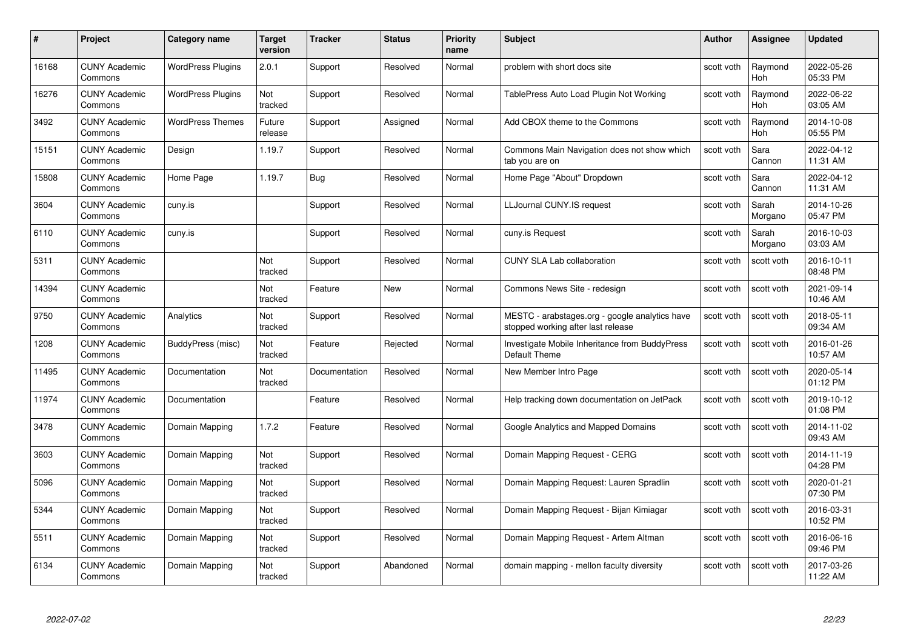| # | Project | Category name | Target version | Tracker | Status | Priority name | Subject | Author | Assignee | Updated |
|---|---|---|---|---|---|---|---|---|---|---|
| 16168 | CUNY Academic Commons | WordPress Plugins | 2.0.1 | Support | Resolved | Normal | problem with short docs site | scott voth | Raymond Hoh | 2022-05-26 05:33 PM |
| 16276 | CUNY Academic Commons | WordPress Plugins | Not tracked | Support | Resolved | Normal | TablePress Auto Load Plugin Not Working | scott voth | Raymond Hoh | 2022-06-22 03:05 AM |
| 3492 | CUNY Academic Commons | WordPress Themes | Future release | Support | Assigned | Normal | Add CBOX theme to the Commons | scott voth | Raymond Hoh | 2014-10-08 05:55 PM |
| 15151 | CUNY Academic Commons | Design | 1.19.7 | Support | Resolved | Normal | Commons Main Navigation does not show which tab you are on | scott voth | Sara Cannon | 2022-04-12 11:31 AM |
| 15808 | CUNY Academic Commons | Home Page | 1.19.7 | Bug | Resolved | Normal | Home Page "About" Dropdown | scott voth | Sara Cannon | 2022-04-12 11:31 AM |
| 3604 | CUNY Academic Commons | cuny.is | | Support | Resolved | Normal | LLJournal CUNY.IS request | scott voth | Sarah Morgano | 2014-10-26 05:47 PM |
| 6110 | CUNY Academic Commons | cuny.is | | Support | Resolved | Normal | cuny.is Request | scott voth | Sarah Morgano | 2016-10-03 03:03 AM |
| 5311 | CUNY Academic Commons | | Not tracked | Support | Resolved | Normal | CUNY SLA Lab collaboration | scott voth | scott voth | 2016-10-11 08:48 PM |
| 14394 | CUNY Academic Commons | | Not tracked | Feature | New | Normal | Commons News Site - redesign | scott voth | scott voth | 2021-09-14 10:46 AM |
| 9750 | CUNY Academic Commons | Analytics | Not tracked | Support | Resolved | Normal | MESTC - arabstages.org - google analytics have stopped working after last release | scott voth | scott voth | 2018-05-11 09:34 AM |
| 1208 | CUNY Academic Commons | BuddyPress (misc) | Not tracked | Feature | Rejected | Normal | Investigate Mobile Inheritance from BuddyPress Default Theme | scott voth | scott voth | 2016-01-26 10:57 AM |
| 11495 | CUNY Academic Commons | Documentation | Not tracked | Documentation | Resolved | Normal | New Member Intro Page | scott voth | scott voth | 2020-05-14 01:12 PM |
| 11974 | CUNY Academic Commons | Documentation | | Feature | Resolved | Normal | Help tracking down documentation on JetPack | scott voth | scott voth | 2019-10-12 01:08 PM |
| 3478 | CUNY Academic Commons | Domain Mapping | 1.7.2 | Feature | Resolved | Normal | Google Analytics and Mapped Domains | scott voth | scott voth | 2014-11-02 09:43 AM |
| 3603 | CUNY Academic Commons | Domain Mapping | Not tracked | Support | Resolved | Normal | Domain Mapping Request - CERG | scott voth | scott voth | 2014-11-19 04:28 PM |
| 5096 | CUNY Academic Commons | Domain Mapping | Not tracked | Support | Resolved | Normal | Domain Mapping Request: Lauren Spradlin | scott voth | scott voth | 2020-01-21 07:30 PM |
| 5344 | CUNY Academic Commons | Domain Mapping | Not tracked | Support | Resolved | Normal | Domain Mapping Request - Bijan Kimiagar | scott voth | scott voth | 2016-03-31 10:52 PM |
| 5511 | CUNY Academic Commons | Domain Mapping | Not tracked | Support | Resolved | Normal | Domain Mapping Request - Artem Altman | scott voth | scott voth | 2016-06-16 09:46 PM |
| 6134 | CUNY Academic Commons | Domain Mapping | Not tracked | Support | Abandoned | Normal | domain mapping - mellon faculty diversity | scott voth | scott voth | 2017-03-26 11:22 AM |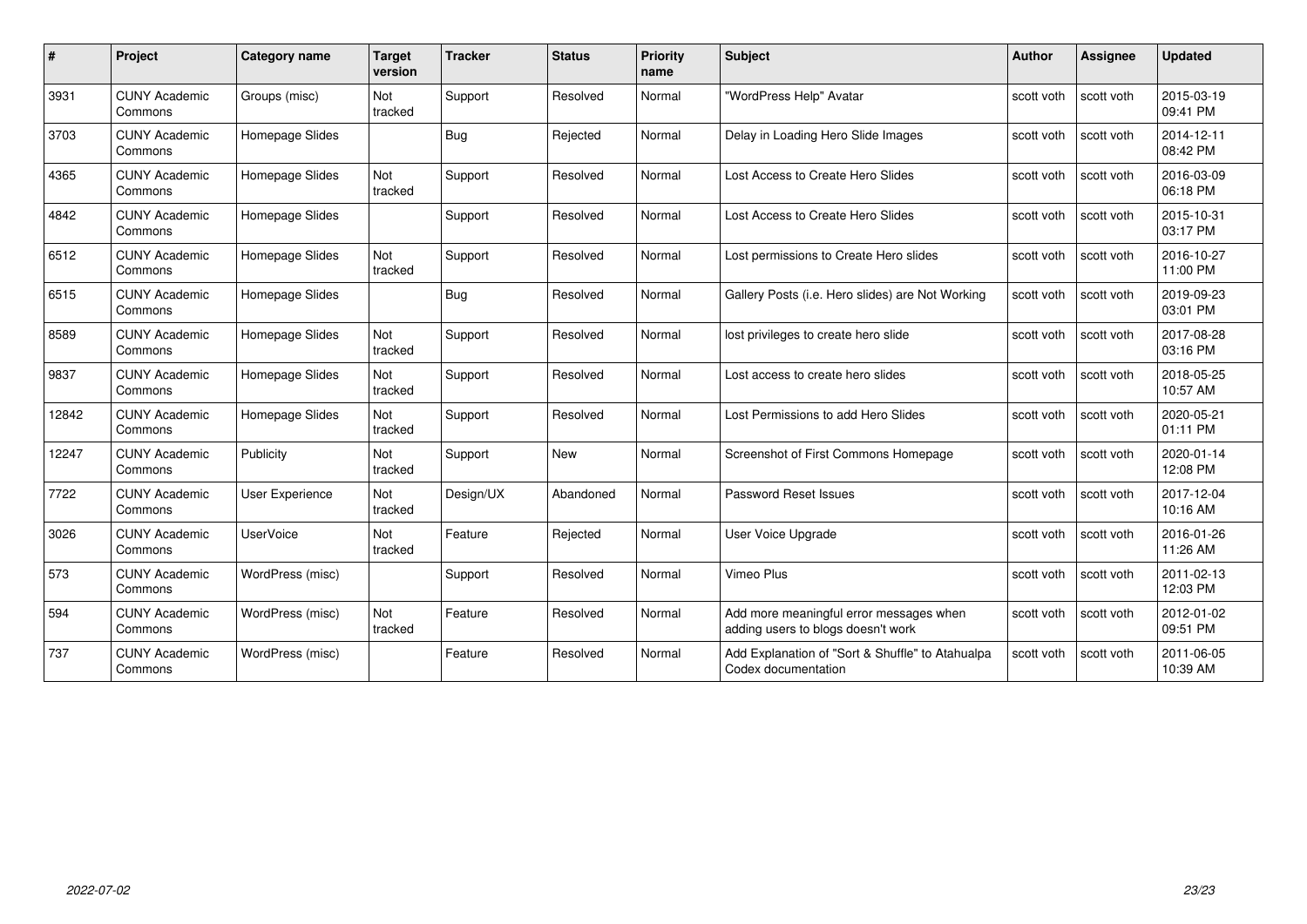| # | Project | Category name | Target version | Tracker | Status | Priority name | Subject | Author | Assignee | Updated |
|---|---|---|---|---|---|---|---|---|---|---|
| 3931 | CUNY Academic Commons | Groups (misc) | Not tracked | Support | Resolved | Normal | "WordPress Help" Avatar | scott voth | scott voth | 2015-03-19 09:41 PM |
| 3703 | CUNY Academic Commons | Homepage Slides | | Bug | Rejected | Normal | Delay in Loading Hero Slide Images | scott voth | scott voth | 2014-12-11 08:42 PM |
| 4365 | CUNY Academic Commons | Homepage Slides | Not tracked | Support | Resolved | Normal | Lost Access to Create Hero Slides | scott voth | scott voth | 2016-03-09 06:18 PM |
| 4842 | CUNY Academic Commons | Homepage Slides | | Support | Resolved | Normal | Lost Access to Create Hero Slides | scott voth | scott voth | 2015-10-31 03:17 PM |
| 6512 | CUNY Academic Commons | Homepage Slides | Not tracked | Support | Resolved | Normal | Lost permissions to Create Hero slides | scott voth | scott voth | 2016-10-27 11:00 PM |
| 6515 | CUNY Academic Commons | Homepage Slides | | Bug | Resolved | Normal | Gallery Posts (i.e. Hero slides) are Not Working | scott voth | scott voth | 2019-09-23 03:01 PM |
| 8589 | CUNY Academic Commons | Homepage Slides | Not tracked | Support | Resolved | Normal | lost privileges to create hero slide | scott voth | scott voth | 2017-08-28 03:16 PM |
| 9837 | CUNY Academic Commons | Homepage Slides | Not tracked | Support | Resolved | Normal | Lost access to create hero slides | scott voth | scott voth | 2018-05-25 10:57 AM |
| 12842 | CUNY Academic Commons | Homepage Slides | Not tracked | Support | Resolved | Normal | Lost Permissions to add Hero Slides | scott voth | scott voth | 2020-05-21 01:11 PM |
| 12247 | CUNY Academic Commons | Publicity | Not tracked | Support | New | Normal | Screenshot of First Commons Homepage | scott voth | scott voth | 2020-01-14 12:08 PM |
| 7722 | CUNY Academic Commons | User Experience | Not tracked | Design/UX | Abandoned | Normal | Password Reset Issues | scott voth | scott voth | 2017-12-04 10:16 AM |
| 3026 | CUNY Academic Commons | UserVoice | Not tracked | Feature | Rejected | Normal | User Voice Upgrade | scott voth | scott voth | 2016-01-26 11:26 AM |
| 573 | CUNY Academic Commons | WordPress (misc) | | Support | Resolved | Normal | Vimeo Plus | scott voth | scott voth | 2011-02-13 12:03 PM |
| 594 | CUNY Academic Commons | WordPress (misc) | Not tracked | Feature | Resolved | Normal | Add more meaningful error messages when adding users to blogs doesn't work | scott voth | scott voth | 2012-01-02 09:51 PM |
| 737 | CUNY Academic Commons | WordPress (misc) | | Feature | Resolved | Normal | Add Explanation of "Sort & Shuffle" to Atahualpa Codex documentation | scott voth | scott voth | 2011-06-05 10:39 AM |